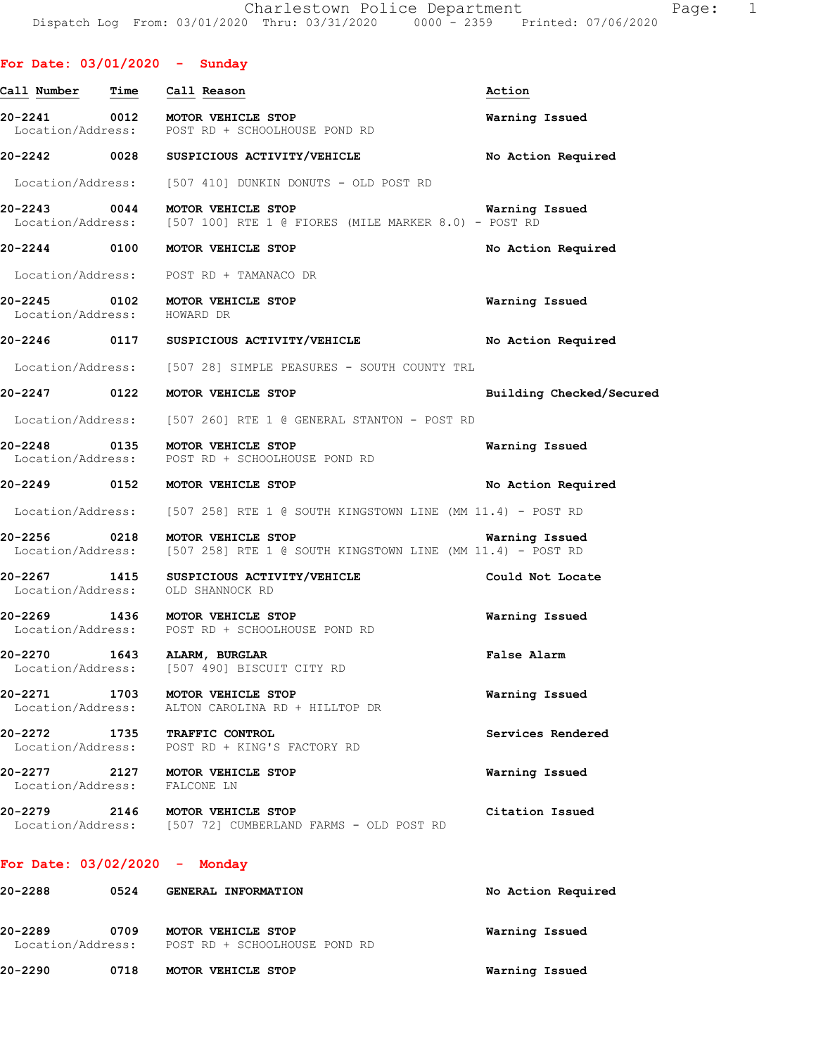Charlestown Police Department
Dispatch Log From: 03/01/2020 Thru: 03/31/2020 0000 - 2359 Printed: 07/06/2020

## For Date: 03/01/2020 - Sunday

| Call Number | Time | Call Reason | Action |
|---|---|---|---|
| 20-2241 | 0012 | MOTOR VEHICLE STOP | Warning Issued |
| Location/Address: | | POST RD + SCHOOLHOUSE POND RD | |
| 20-2242 | 0028 | SUSPICIOUS ACTIVITY/VEHICLE | No Action Required |
| Location/Address: | | [507 410] DUNKIN DONUTS - OLD POST RD | |
| 20-2243 | 0044 | MOTOR VEHICLE STOP | Warning Issued |
| Location/Address: | | [507 100] RTE 1 @ FIORES (MILE MARKER 8.0) - POST RD | |
| 20-2244 | 0100 | MOTOR VEHICLE STOP | No Action Required |
| Location/Address: | | POST RD + TAMANACO DR | |
| 20-2245 | 0102 | MOTOR VEHICLE STOP | Warning Issued |
| Location/Address: | | HOWARD DR | |
| 20-2246 | 0117 | SUSPICIOUS ACTIVITY/VEHICLE | No Action Required |
| Location/Address: | | [507 28] SIMPLE PEASURES - SOUTH COUNTY TRL | |
| 20-2247 | 0122 | MOTOR VEHICLE STOP | Building Checked/Secured |
| Location/Address: | | [507 260] RTE 1 @ GENERAL STANTON - POST RD | |
| 20-2248 | 0135 | MOTOR VEHICLE STOP | Warning Issued |
| Location/Address: | | POST RD + SCHOOLHOUSE POND RD | |
| 20-2249 | 0152 | MOTOR VEHICLE STOP | No Action Required |
| Location/Address: | | [507 258] RTE 1 @ SOUTH KINGSTOWN LINE (MM 11.4) - POST RD | |
| 20-2256 | 0218 | MOTOR VEHICLE STOP | Warning Issued |
| Location/Address: | | [507 258] RTE 1 @ SOUTH KINGSTOWN LINE (MM 11.4) - POST RD | |
| 20-2267 | 1415 | SUSPICIOUS ACTIVITY/VEHICLE | Could Not Locate |
| Location/Address: | | OLD SHANNOCK RD | |
| 20-2269 | 1436 | MOTOR VEHICLE STOP | Warning Issued |
| Location/Address: | | POST RD + SCHOOLHOUSE POND RD | |
| 20-2270 | 1643 | ALARM, BURGLAR | False Alarm |
| Location/Address: | | [507 490] BISCUIT CITY RD | |
| 20-2271 | 1703 | MOTOR VEHICLE STOP | Warning Issued |
| Location/Address: | | ALTON CAROLINA RD + HILLTOP DR | |
| 20-2272 | 1735 | TRAFFIC CONTROL | Services Rendered |
| Location/Address: | | POST RD + KING'S FACTORY RD | |
| 20-2277 | 2127 | MOTOR VEHICLE STOP | Warning Issued |
| Location/Address: | | FALCONE LN | |
| 20-2279 | 2146 | MOTOR VEHICLE STOP | Citation Issued |
| Location/Address: | | [507 72] CUMBERLAND FARMS - OLD POST RD | |

## For Date: 03/02/2020 - Monday

| Call Number | Time | Call Reason | Action |
|---|---|---|---|
| 20-2288 | 0524 | GENERAL INFORMATION | No Action Required |
| 20-2289 | 0709 | MOTOR VEHICLE STOP | Warning Issued |
| Location/Address: | | POST RD + SCHOOLHOUSE POND RD | |
| 20-2290 | 0718 | MOTOR VEHICLE STOP | Warning Issued |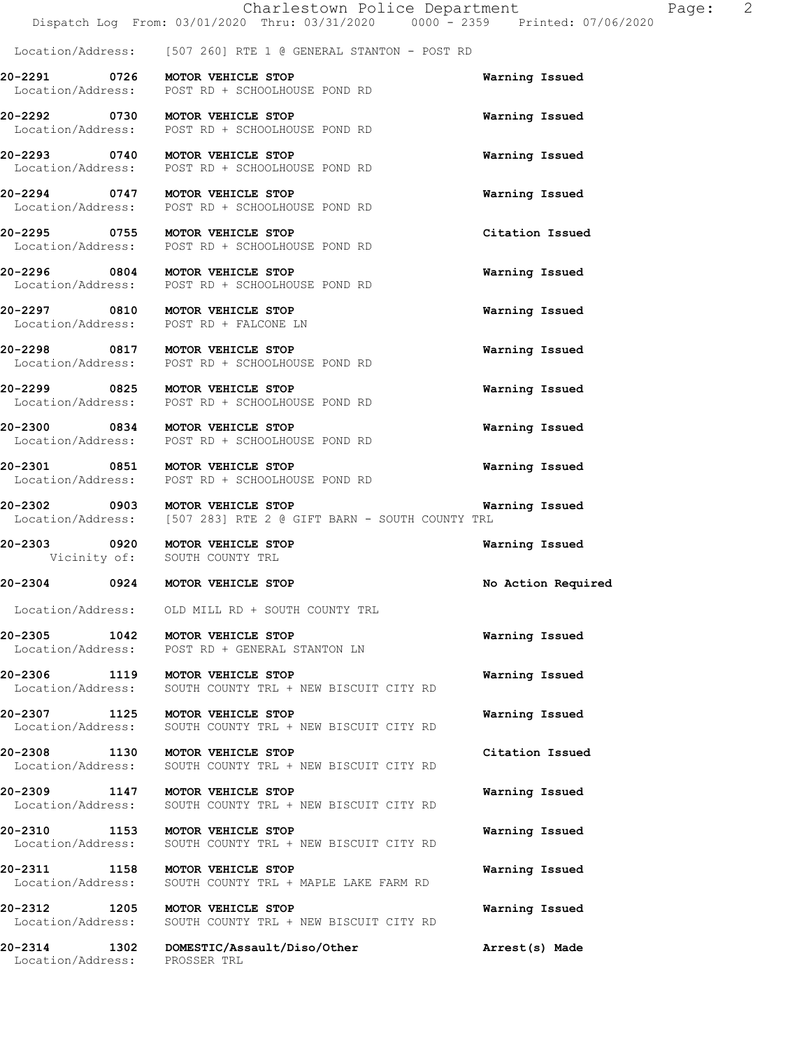Location/Address: [507 260] RTE 1 @ GENERAL STANTON - POST RD

**20-2291 0726 MOTOR VEHICLE STOP** Warning Issued
Location/Address: POST RD + SCHOOLHOUSE POND RD

**20-2292 0730 MOTOR VEHICLE STOP** Warning Issued
Location/Address: POST RD + SCHOOLHOUSE POND RD

**20-2293 0740 MOTOR VEHICLE STOP** Warning Issued
Location/Address: POST RD + SCHOOLHOUSE POND RD

**20-2294 0747 MOTOR VEHICLE STOP** Warning Issued
Location/Address: POST RD + SCHOOLHOUSE POND RD

**20-2295 0755 MOTOR VEHICLE STOP** Citation Issued
Location/Address: POST RD + SCHOOLHOUSE POND RD

**20-2296 0804 MOTOR VEHICLE STOP** Warning Issued
Location/Address: POST RD + SCHOOLHOUSE POND RD

**20-2297 0810 MOTOR VEHICLE STOP** Warning Issued
Location/Address: POST RD + FALCONE LN

**20-2298 0817 MOTOR VEHICLE STOP** Warning Issued
Location/Address: POST RD + SCHOOLHOUSE POND RD

**20-2299 0825 MOTOR VEHICLE STOP** Warning Issued
Location/Address: POST RD + SCHOOLHOUSE POND RD

**20-2300 0834 MOTOR VEHICLE STOP** Warning Issued
Location/Address: POST RD + SCHOOLHOUSE POND RD

**20-2301 0851 MOTOR VEHICLE STOP** Warning Issued
Location/Address: POST RD + SCHOOLHOUSE POND RD

**20-2302 0903 MOTOR VEHICLE STOP** Warning Issued
Location/Address: [507 283] RTE 2 @ GIFT BARN - SOUTH COUNTY TRL

**20-2303 0920 MOTOR VEHICLE STOP** Warning Issued
Vicinity of: SOUTH COUNTY TRL

**20-2304 0924 MOTOR VEHICLE STOP** No Action Required

Location/Address: OLD MILL RD + SOUTH COUNTY TRL

**20-2305 1042 MOTOR VEHICLE STOP** Warning Issued
Location/Address: POST RD + GENERAL STANTON LN

**20-2306 1119 MOTOR VEHICLE STOP** Warning Issued
Location/Address: SOUTH COUNTY TRL + NEW BISCUIT CITY RD

**20-2307 1125 MOTOR VEHICLE STOP** Warning Issued
Location/Address: SOUTH COUNTY TRL + NEW BISCUIT CITY RD

**20-2308 1130 MOTOR VEHICLE STOP** Citation Issued
Location/Address: SOUTH COUNTY TRL + NEW BISCUIT CITY RD

**20-2309 1147 MOTOR VEHICLE STOP** Warning Issued
Location/Address: SOUTH COUNTY TRL + NEW BISCUIT CITY RD

**20-2310 1153 MOTOR VEHICLE STOP** Warning Issued
Location/Address: SOUTH COUNTY TRL + NEW BISCUIT CITY RD

**20-2311 1158 MOTOR VEHICLE STOP** Warning Issued
Location/Address: SOUTH COUNTY TRL + MAPLE LAKE FARM RD

**20-2312 1205 MOTOR VEHICLE STOP** Warning Issued
Location/Address: SOUTH COUNTY TRL + NEW BISCUIT CITY RD

**20-2314 1302 DOMESTIC/Assault/Diso/Other** Arrest(s) Made
Location/Address: PROSSER TRL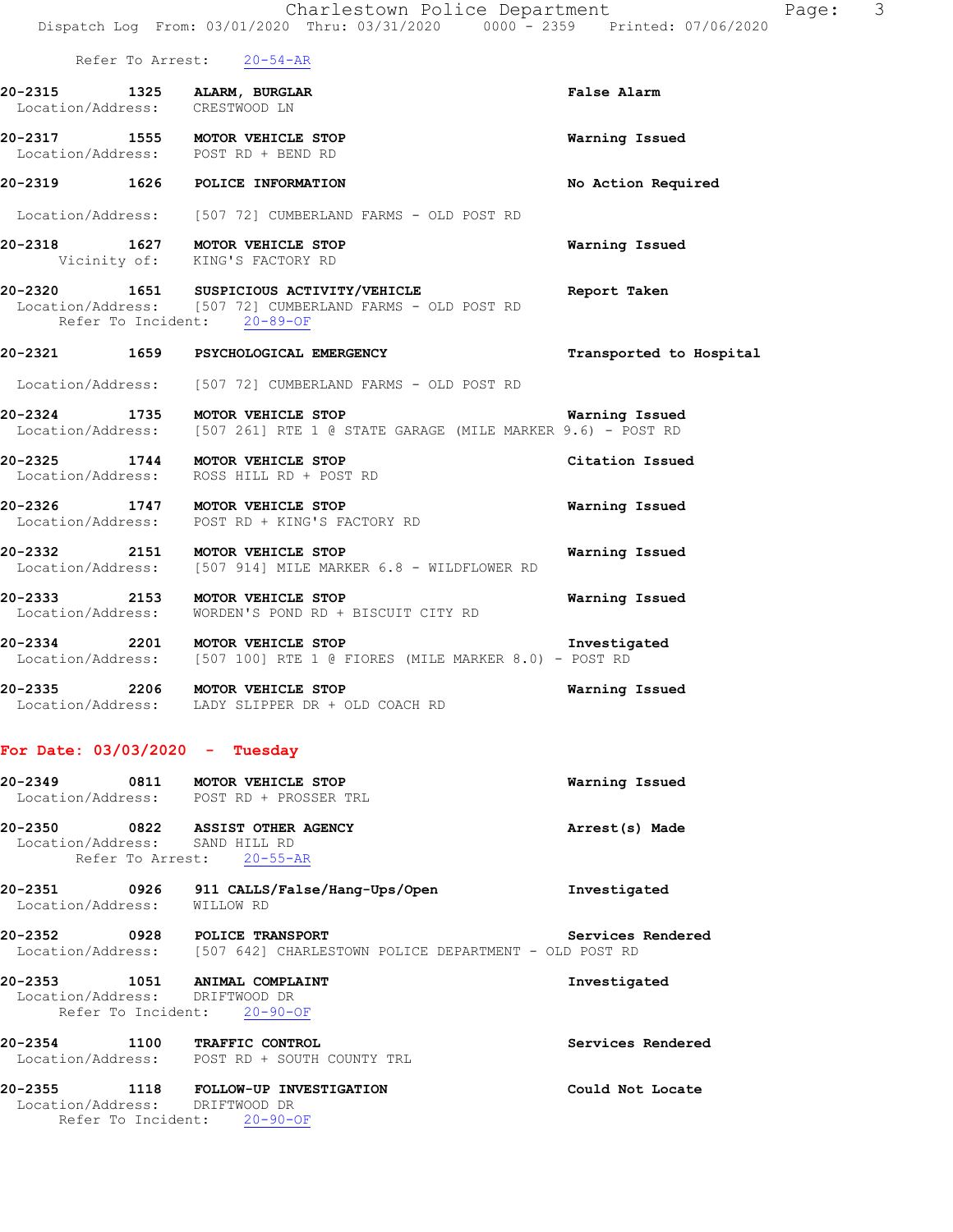Refer To Arrest: 20-54-AR

**20-2315 1325 ALARM, BURGLAR** — False Alarm
Location/Address: CRESTWOOD LN

**20-2317 1555 MOTOR VEHICLE STOP** — Warning Issued
Location/Address: POST RD + BEND RD

**20-2319 1626 POLICE INFORMATION** — No Action Required
Location/Address: [507 72] CUMBERLAND FARMS - OLD POST RD

**20-2318 1627 MOTOR VEHICLE STOP** — Warning Issued
Vicinity of: KING'S FACTORY RD

**20-2320 1651 SUSPICIOUS ACTIVITY/VEHICLE** — Report Taken
Location/Address: [507 72] CUMBERLAND FARMS - OLD POST RD
Refer To Incident: 20-89-OF

**20-2321 1659 PSYCHOLOGICAL EMERGENCY** — Transported to Hospital
Location/Address: [507 72] CUMBERLAND FARMS - OLD POST RD

**20-2324 1735 MOTOR VEHICLE STOP** — Warning Issued
Location/Address: [507 261] RTE 1 @ STATE GARAGE (MILE MARKER 9.6) - POST RD

**20-2325 1744 MOTOR VEHICLE STOP** — Citation Issued
Location/Address: ROSS HILL RD + POST RD

**20-2326 1747 MOTOR VEHICLE STOP** — Warning Issued
Location/Address: POST RD + KING'S FACTORY RD

**20-2332 2151 MOTOR VEHICLE STOP** — Warning Issued
Location/Address: [507 914] MILE MARKER 6.8 - WILDFLOWER RD

**20-2333 2153 MOTOR VEHICLE STOP** — Warning Issued
Location/Address: WORDEN'S POND RD + BISCUIT CITY RD

**20-2334 2201 MOTOR VEHICLE STOP** — Investigated
Location/Address: [507 100] RTE 1 @ FIORES (MILE MARKER 8.0) - POST RD

**20-2335 2206 MOTOR VEHICLE STOP** — Warning Issued
Location/Address: LADY SLIPPER DR + OLD COACH RD

## For Date: 03/03/2020 - Tuesday

**20-2349 0811 MOTOR VEHICLE STOP** — Warning Issued
Location/Address: POST RD + PROSSER TRL

**20-2350 0822 ASSIST OTHER AGENCY** — Arrest(s) Made
Location/Address: SAND HILL RD
Refer To Arrest: 20-55-AR

**20-2351 0926 911 CALLS/False/Hang-Ups/Open** — Investigated
Location/Address: WILLOW RD

**20-2352 0928 POLICE TRANSPORT** — Services Rendered
Location/Address: [507 642] CHARLESTOWN POLICE DEPARTMENT - OLD POST RD

**20-2353 1051 ANIMAL COMPLAINT** — Investigated
Location/Address: DRIFTWOOD DR
Refer To Incident: 20-90-OF

**20-2354 1100 TRAFFIC CONTROL** — Services Rendered
Location/Address: POST RD + SOUTH COUNTY TRL

**20-2355 1118 FOLLOW-UP INVESTIGATION** — Could Not Locate
Location/Address: DRIFTWOOD DR
Refer To Incident: 20-90-OF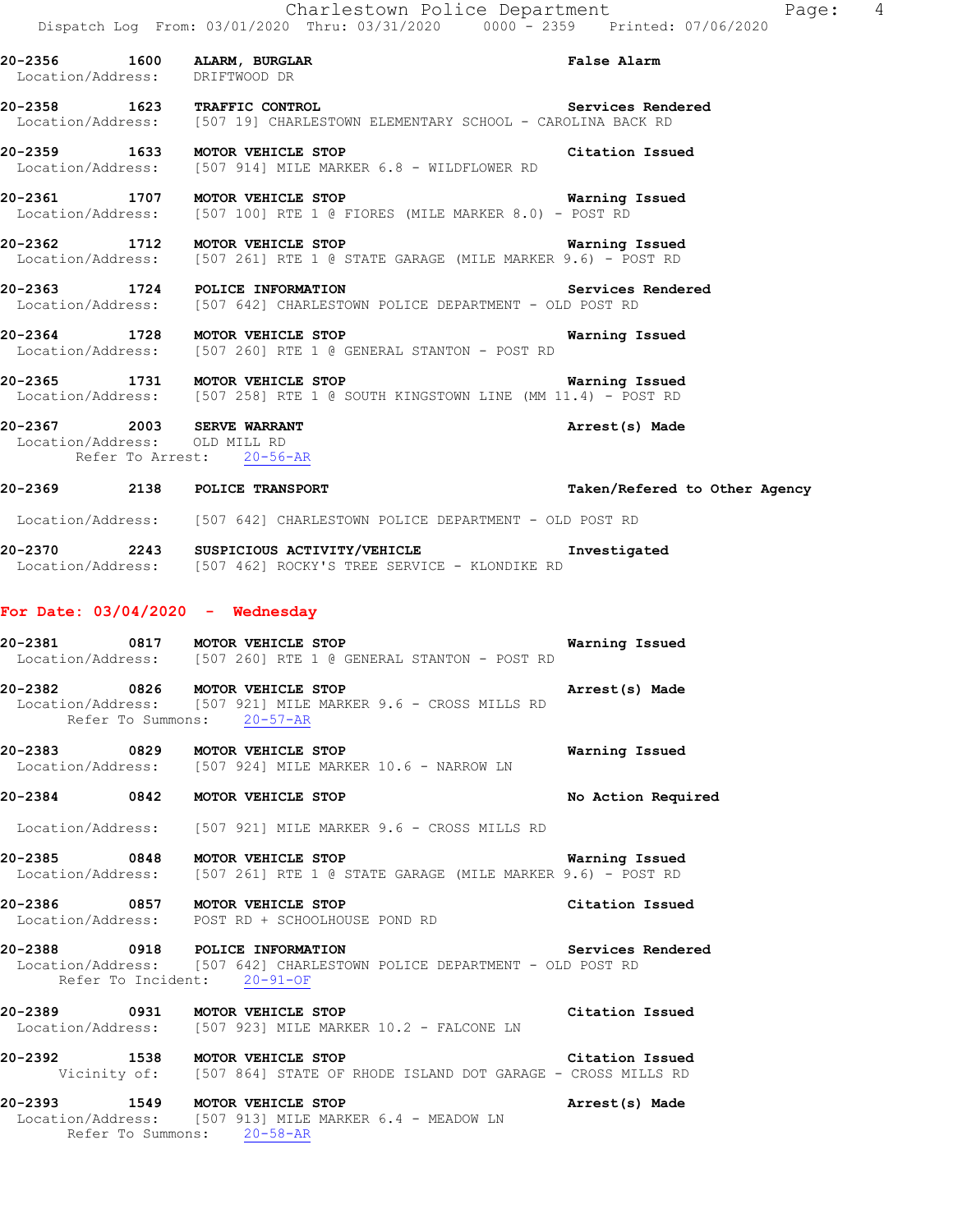20-2356 1600 **ALARM, BURGLAR** **False Alarm**
Location/Address: DRIFTWOOD DR

20-2358 1623 **TRAFFIC CONTROL** **Services Rendered**
Location/Address: [507 19] CHARLESTOWN ELEMENTARY SCHOOL - CAROLINA BACK RD

20-2359 1633 **MOTOR VEHICLE STOP** **Citation Issued**
Location/Address: [507 914] MILE MARKER 6.8 - WILDFLOWER RD

20-2361 1707 **MOTOR VEHICLE STOP** **Warning Issued**
Location/Address: [507 100] RTE 1 @ FIORES (MILE MARKER 8.0) - POST RD

20-2362 1712 **MOTOR VEHICLE STOP** **Warning Issued**
Location/Address: [507 261] RTE 1 @ STATE GARAGE (MILE MARKER 9.6) - POST RD

20-2363 1724 **POLICE INFORMATION** **Services Rendered**
Location/Address: [507 642] CHARLESTOWN POLICE DEPARTMENT - OLD POST RD

20-2364 1728 **MOTOR VEHICLE STOP** **Warning Issued**
Location/Address: [507 260] RTE 1 @ GENERAL STANTON - POST RD

20-2365 1731 **MOTOR VEHICLE STOP** **Warning Issued**
Location/Address: [507 258] RTE 1 @ SOUTH KINGSTOWN LINE (MM 11.4) - POST RD

20-2367 2003 **SERVE WARRANT** **Arrest(s) Made**
Location/Address: OLD MILL RD
Refer To Arrest: 20-56-AR

20-2369 2138 **POLICE TRANSPORT** **Taken/Refered to Other Agency**
Location/Address: [507 642] CHARLESTOWN POLICE DEPARTMENT - OLD POST RD

20-2370 2243 **SUSPICIOUS ACTIVITY/VEHICLE** **Investigated**
Location/Address: [507 462] ROCKY'S TREE SERVICE - KLONDIKE RD

## For Date: 03/04/2020 - Wednesday

20-2381 0817 **MOTOR VEHICLE STOP** **Warning Issued**
Location/Address: [507 260] RTE 1 @ GENERAL STANTON - POST RD

20-2382 0826 **MOTOR VEHICLE STOP** **Arrest(s) Made**
Location/Address: [507 921] MILE MARKER 9.6 - CROSS MILLS RD
Refer To Summons: 20-57-AR

20-2383 0829 **MOTOR VEHICLE STOP** **Warning Issued**
Location/Address: [507 924] MILE MARKER 10.6 - NARROW LN

20-2384 0842 **MOTOR VEHICLE STOP** **No Action Required**
Location/Address: [507 921] MILE MARKER 9.6 - CROSS MILLS RD

20-2385 0848 **MOTOR VEHICLE STOP** **Warning Issued**
Location/Address: [507 261] RTE 1 @ STATE GARAGE (MILE MARKER 9.6) - POST RD

20-2386 0857 **MOTOR VEHICLE STOP** **Citation Issued**
Location/Address: POST RD + SCHOOLHOUSE POND RD

20-2388 0918 **POLICE INFORMATION** **Services Rendered**
Location/Address: [507 642] CHARLESTOWN POLICE DEPARTMENT - OLD POST RD
Refer To Incident: 20-91-OF

20-2389 0931 **MOTOR VEHICLE STOP** **Citation Issued**
Location/Address: [507 923] MILE MARKER 10.2 - FALCONE LN

20-2392 1538 **MOTOR VEHICLE STOP** **Citation Issued**
Vicinity of: [507 864] STATE OF RHODE ISLAND DOT GARAGE - CROSS MILLS RD

20-2393 1549 **MOTOR VEHICLE STOP** **Arrest(s) Made**
Location/Address: [507 913] MILE MARKER 6.4 - MEADOW LN
Refer To Summons: 20-58-AR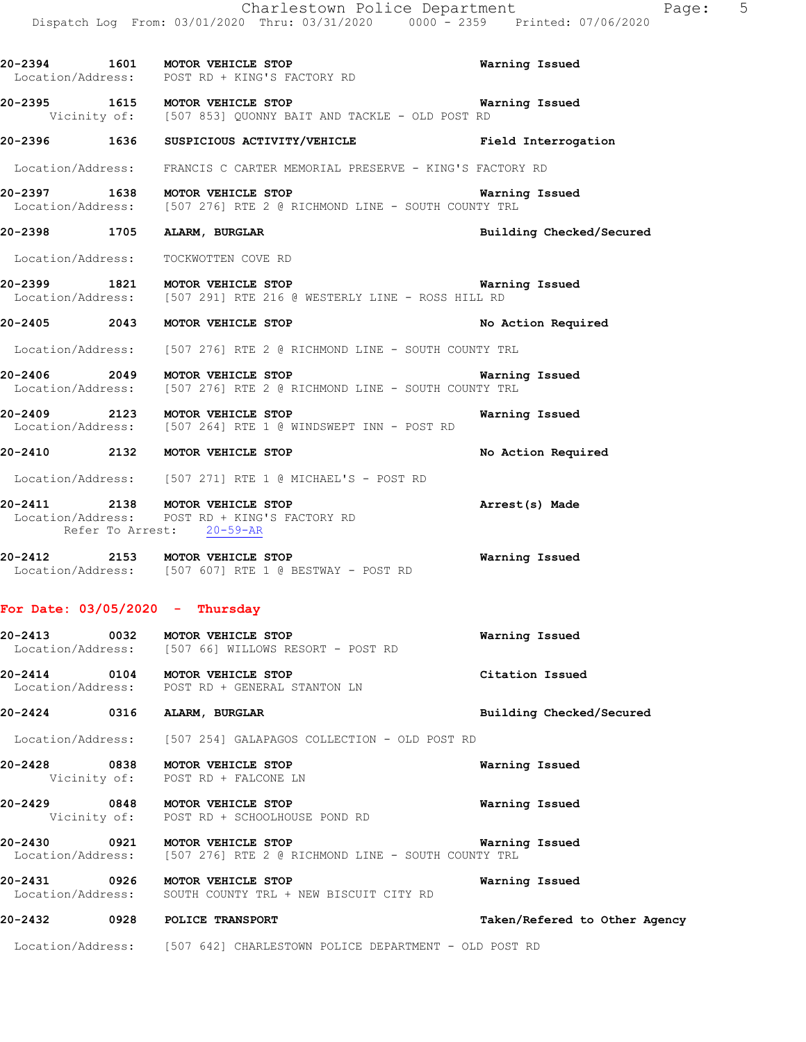20-2394 1601 **MOTOR VEHICLE STOP** **Warning Issued**
Location/Address: POST RD + KING'S FACTORY RD

20-2395 1615 **MOTOR VEHICLE STOP** **Warning Issued**
Vicinity of: [507 853] QUONNY BAIT AND TACKLE - OLD POST RD

20-2396 1636 **SUSPICIOUS ACTIVITY/VEHICLE** **Field Interrogation**
Location/Address: FRANCIS C CARTER MEMORIAL PRESERVE - KING'S FACTORY RD

20-2397 1638 **MOTOR VEHICLE STOP** **Warning Issued**
Location/Address: [507 276] RTE 2 @ RICHMOND LINE - SOUTH COUNTY TRL

20-2398 1705 **ALARM, BURGLAR** **Building Checked/Secured**
Location/Address: TOCKWOTTEN COVE RD

20-2399 1821 **MOTOR VEHICLE STOP** **Warning Issued**
Location/Address: [507 291] RTE 216 @ WESTERLY LINE - ROSS HILL RD

20-2405 2043 **MOTOR VEHICLE STOP** **No Action Required**
Location/Address: [507 276] RTE 2 @ RICHMOND LINE - SOUTH COUNTY TRL

20-2406 2049 **MOTOR VEHICLE STOP** **Warning Issued**
Location/Address: [507 276] RTE 2 @ RICHMOND LINE - SOUTH COUNTY TRL

20-2409 2123 **MOTOR VEHICLE STOP** **Warning Issued**
Location/Address: [507 264] RTE 1 @ WINDSWEPT INN - POST RD

20-2410 2132 **MOTOR VEHICLE STOP** **No Action Required**
Location/Address: [507 271] RTE 1 @ MICHAEL'S - POST RD

20-2411 2138 **MOTOR VEHICLE STOP** **Arrest(s) Made**
Location/Address: POST RD + KING'S FACTORY RD
Refer To Arrest: 20-59-AR

20-2412 2153 **MOTOR VEHICLE STOP** **Warning Issued**
Location/Address: [507 607] RTE 1 @ BESTWAY - POST RD

**For Date: 03/05/2020 - Thursday**

20-2413 0032 **MOTOR VEHICLE STOP** **Warning Issued**
Location/Address: [507 66] WILLOWS RESORT - POST RD

20-2414 0104 **MOTOR VEHICLE STOP** **Citation Issued**
Location/Address: POST RD + GENERAL STANTON LN

20-2424 0316 **ALARM, BURGLAR** **Building Checked/Secured**
Location/Address: [507 254] GALAPAGOS COLLECTION - OLD POST RD

20-2428 0838 **MOTOR VEHICLE STOP** **Warning Issued**
Vicinity of: POST RD + FALCONE LN

20-2429 0848 **MOTOR VEHICLE STOP** **Warning Issued**
Vicinity of: POST RD + SCHOOLHOUSE POND RD

20-2430 0921 **MOTOR VEHICLE STOP** **Warning Issued**
Location/Address: [507 276] RTE 2 @ RICHMOND LINE - SOUTH COUNTY TRL

20-2431 0926 **MOTOR VEHICLE STOP** **Warning Issued**
Location/Address: SOUTH COUNTY TRL + NEW BISCUIT CITY RD

20-2432 0928 **POLICE TRANSPORT** **Taken/Refered to Other Agency**
Location/Address: [507 642] CHARLESTOWN POLICE DEPARTMENT - OLD POST RD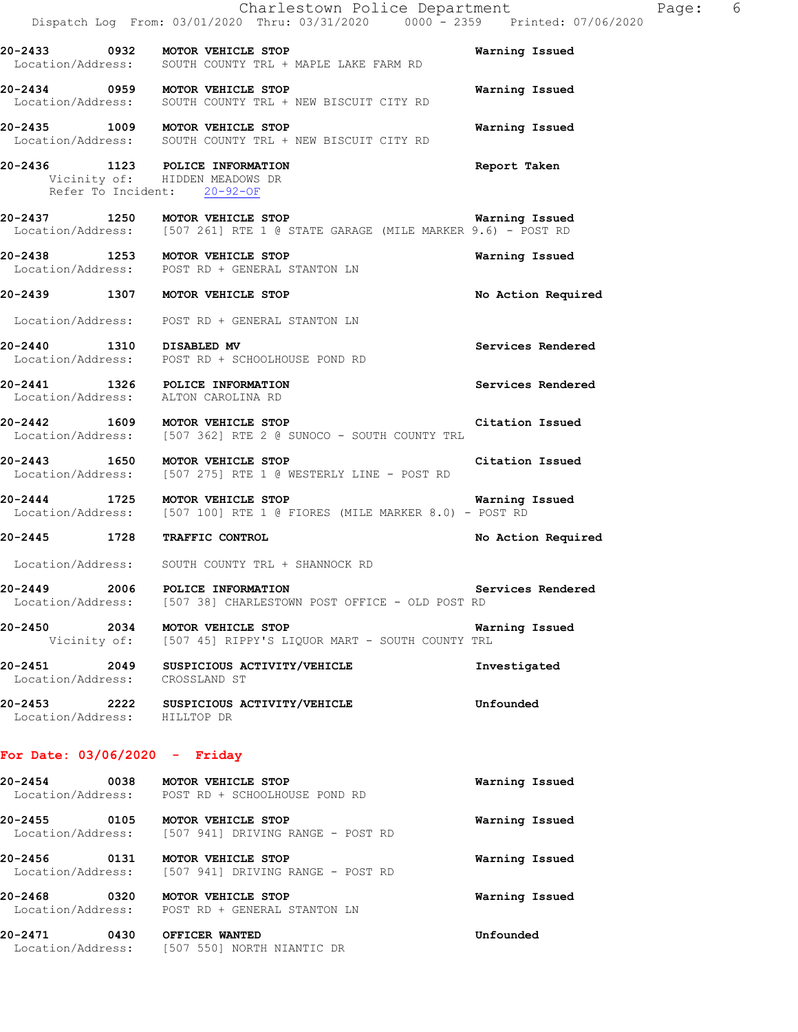20-2433 0932 **MOTOR VEHICLE STOP** **Warning Issued**
Location/Address: SOUTH COUNTY TRL + MAPLE LAKE FARM RD

20-2434 0959 **MOTOR VEHICLE STOP** **Warning Issued**
Location/Address: SOUTH COUNTY TRL + NEW BISCUIT CITY RD

20-2435 1009 **MOTOR VEHICLE STOP** **Warning Issued**
Location/Address: SOUTH COUNTY TRL + NEW BISCUIT CITY RD

20-2436 1123 **POLICE INFORMATION** **Report Taken**
Vicinity of: HIDDEN MEADOWS DR
Refer To Incident: 20-92-OF

20-2437 1250 **MOTOR VEHICLE STOP** **Warning Issued**
Location/Address: [507 261] RTE 1 @ STATE GARAGE (MILE MARKER 9.6) - POST RD

20-2438 1253 **MOTOR VEHICLE STOP** **Warning Issued**
Location/Address: POST RD + GENERAL STANTON LN

20-2439 1307 **MOTOR VEHICLE STOP** **No Action Required**
Location/Address: POST RD + GENERAL STANTON LN

20-2440 1310 **DISABLED MV** **Services Rendered**
Location/Address: POST RD + SCHOOLHOUSE POND RD

20-2441 1326 **POLICE INFORMATION** **Services Rendered**
Location/Address: ALTON CAROLINA RD

20-2442 1609 **MOTOR VEHICLE STOP** **Citation Issued**
Location/Address: [507 362] RTE 2 @ SUNOCO - SOUTH COUNTY TRL

20-2443 1650 **MOTOR VEHICLE STOP** **Citation Issued**
Location/Address: [507 275] RTE 1 @ WESTERLY LINE - POST RD

20-2444 1725 **MOTOR VEHICLE STOP** **Warning Issued**
Location/Address: [507 100] RTE 1 @ FIORES (MILE MARKER 8.0) - POST RD

20-2445 1728 **TRAFFIC CONTROL** **No Action Required**
Location/Address: SOUTH COUNTY TRL + SHANNOCK RD

20-2449 2006 **POLICE INFORMATION** **Services Rendered**
Location/Address: [507 38] CHARLESTOWN POST OFFICE - OLD POST RD

20-2450 2034 **MOTOR VEHICLE STOP** **Warning Issued**
Vicinity of: [507 45] RIPPY'S LIQUOR MART - SOUTH COUNTY TRL

20-2451 2049 **SUSPICIOUS ACTIVITY/VEHICLE** **Investigated**
Location/Address: CROSSLAND ST

20-2453 2222 **SUSPICIOUS ACTIVITY/VEHICLE** **Unfounded**
Location/Address: HILLTOP DR

## For Date: 03/06/2020 - Friday

20-2454 0038 **MOTOR VEHICLE STOP** **Warning Issued**
Location/Address: POST RD + SCHOOLHOUSE POND RD

20-2455 0105 **MOTOR VEHICLE STOP** **Warning Issued**
Location/Address: [507 941] DRIVING RANGE - POST RD

20-2456 0131 **MOTOR VEHICLE STOP** **Warning Issued**
Location/Address: [507 941] DRIVING RANGE - POST RD

20-2468 0320 **MOTOR VEHICLE STOP** **Warning Issued**
Location/Address: POST RD + GENERAL STANTON LN

20-2471 0430 **OFFICER WANTED** **Unfounded**
Location/Address: [507 550] NORTH NIANTIC DR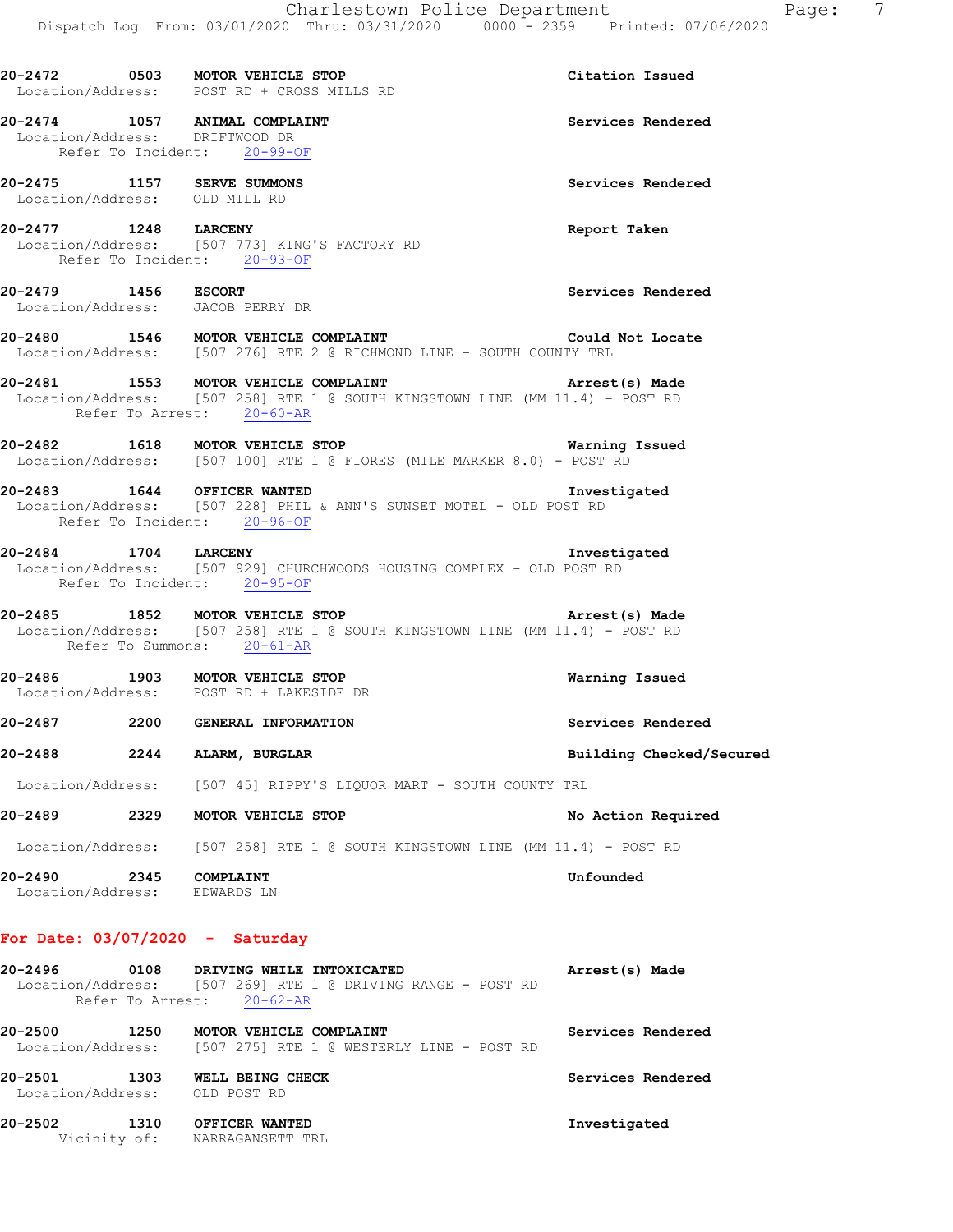20-2472 0503 **MOTOR VEHICLE STOP** — **Citation Issued**
Location/Address: POST RD + CROSS MILLS RD

20-2474 1057 **ANIMAL COMPLAINT** — **Services Rendered**
Location/Address: DRIFTWOOD DR
Refer To Incident: 20-99-OF

20-2475 1157 **SERVE SUMMONS** — **Services Rendered**
Location/Address: OLD MILL RD

20-2477 1248 **LARCENY** — **Report Taken**
Location/Address: [507 773] KING'S FACTORY RD
Refer To Incident: 20-93-OF

20-2479 1456 **ESCORT** — **Services Rendered**
Location/Address: JACOB PERRY DR

20-2480 1546 **MOTOR VEHICLE COMPLAINT** — **Could Not Locate**
Location/Address: [507 276] RTE 2 @ RICHMOND LINE - SOUTH COUNTY TRL

20-2481 1553 **MOTOR VEHICLE COMPLAINT** — **Arrest(s) Made**
Location/Address: [507 258] RTE 1 @ SOUTH KINGSTOWN LINE (MM 11.4) - POST RD
Refer To Arrest: 20-60-AR

20-2482 1618 **MOTOR VEHICLE STOP** — **Warning Issued**
Location/Address: [507 100] RTE 1 @ FIORES (MILE MARKER 8.0) - POST RD

20-2483 1644 **OFFICER WANTED** — **Investigated**
Location/Address: [507 228] PHIL & ANN'S SUNSET MOTEL - OLD POST RD
Refer To Incident: 20-96-OF

20-2484 1704 **LARCENY** — **Investigated**
Location/Address: [507 929] CHURCHWOODS HOUSING COMPLEX - OLD POST RD
Refer To Incident: 20-95-OF

20-2485 1852 **MOTOR VEHICLE STOP** — **Arrest(s) Made**
Location/Address: [507 258] RTE 1 @ SOUTH KINGSTOWN LINE (MM 11.4) - POST RD
Refer To Summons: 20-61-AR

20-2486 1903 **MOTOR VEHICLE STOP** — **Warning Issued**
Location/Address: POST RD + LAKESIDE DR

20-2487 2200 **GENERAL INFORMATION** — **Services Rendered**

20-2488 2244 **ALARM, BURGLAR** — **Building Checked/Secured**
Location/Address: [507 45] RIPPY'S LIQUOR MART - SOUTH COUNTY TRL

20-2489 2329 **MOTOR VEHICLE STOP** — **No Action Required**
Location/Address: [507 258] RTE 1 @ SOUTH KINGSTOWN LINE (MM 11.4) - POST RD

20-2490 2345 **COMPLAINT** — **Unfounded**
Location/Address: EDWARDS LN

## For Date: 03/07/2020 - Saturday

20-2496 0108 **DRIVING WHILE INTOXICATED** — **Arrest(s) Made**
Location/Address: [507 269] RTE 1 @ DRIVING RANGE - POST RD
Refer To Arrest: 20-62-AR

20-2500 1250 **MOTOR VEHICLE COMPLAINT** — **Services Rendered**
Location/Address: [507 275] RTE 1 @ WESTERLY LINE - POST RD

20-2501 1303 **WELL BEING CHECK** — **Services Rendered**
Location/Address: OLD POST RD

20-2502 1310 **OFFICER WANTED** — **Investigated**
Vicinity of: NARRAGANSETT TRL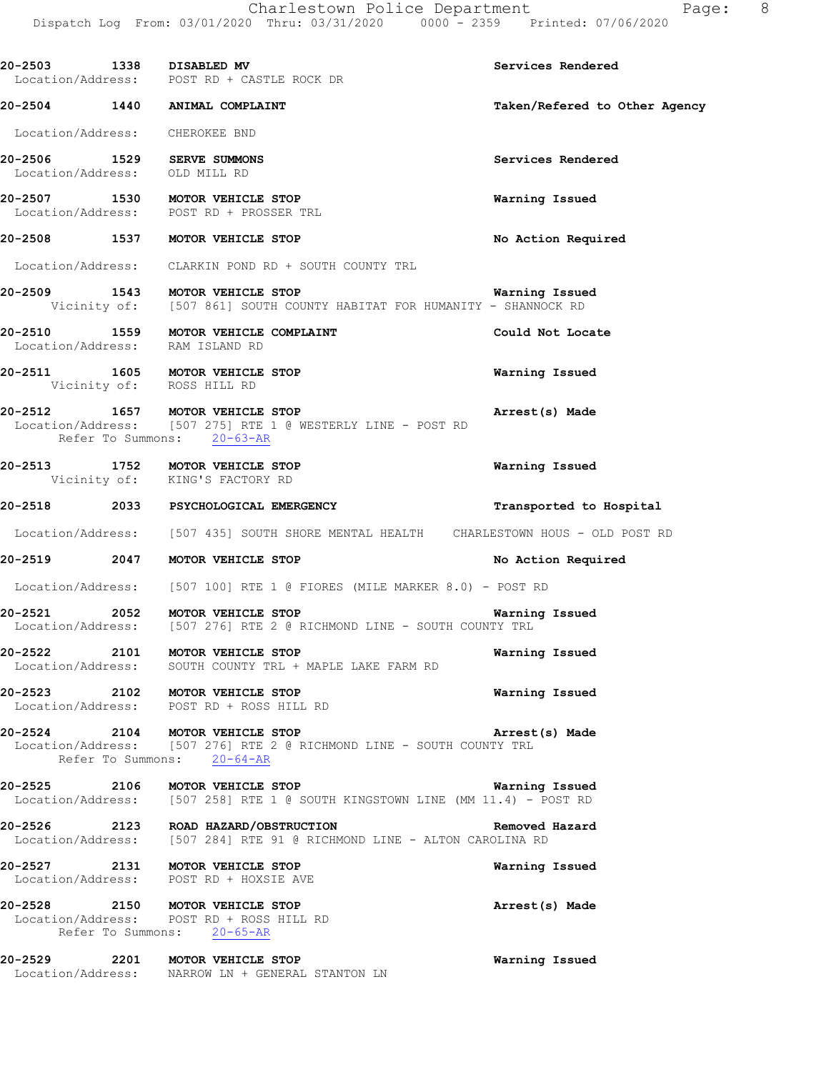**20-2503** **1338** **DISABLED MV** **Services Rendered**
Location/Address: POST RD + CASTLE ROCK DR

**20-2504** **1440** **ANIMAL COMPLAINT** **Taken/Refered to Other Agency**
Location/Address: CHEROKEE BND

**20-2506** **1529** **SERVE SUMMONS** **Services Rendered**
Location/Address: OLD MILL RD

**20-2507** **1530** **MOTOR VEHICLE STOP** **Warning Issued**
Location/Address: POST RD + PROSSER TRL

**20-2508** **1537** **MOTOR VEHICLE STOP** **No Action Required**
Location/Address: CLARKIN POND RD + SOUTH COUNTY TRL

**20-2509** **1543** **MOTOR VEHICLE STOP** **Warning Issued**
Vicinity of: [507 861] SOUTH COUNTY HABITAT FOR HUMANITY - SHANNOCK RD

**20-2510** **1559** **MOTOR VEHICLE COMPLAINT** **Could Not Locate**
Location/Address: RAM ISLAND RD

**20-2511** **1605** **MOTOR VEHICLE STOP** **Warning Issued**
Vicinity of: ROSS HILL RD

**20-2512** **1657** **MOTOR VEHICLE STOP** **Arrest(s) Made**
Location/Address: [507 275] RTE 1 @ WESTERLY LINE - POST RD
Refer To Summons: 20-63-AR

**20-2513** **1752** **MOTOR VEHICLE STOP** **Warning Issued**
Vicinity of: KING'S FACTORY RD

**20-2518** **2033** **PSYCHOLOGICAL EMERGENCY** **Transported to Hospital**
Location/Address: [507 435] SOUTH SHORE MENTAL HEALTH CHARLESTOWN HOUS - OLD POST RD

**20-2519** **2047** **MOTOR VEHICLE STOP** **No Action Required**
Location/Address: [507 100] RTE 1 @ FIORES (MILE MARKER 8.0) - POST RD

**20-2521** **2052** **MOTOR VEHICLE STOP** **Warning Issued**
Location/Address: [507 276] RTE 2 @ RICHMOND LINE - SOUTH COUNTY TRL

**20-2522** **2101** **MOTOR VEHICLE STOP** **Warning Issued**
Location/Address: SOUTH COUNTY TRL + MAPLE LAKE FARM RD

**20-2523** **2102** **MOTOR VEHICLE STOP** **Warning Issued**
Location/Address: POST RD + ROSS HILL RD

**20-2524** **2104** **MOTOR VEHICLE STOP** **Arrest(s) Made**
Location/Address: [507 276] RTE 2 @ RICHMOND LINE - SOUTH COUNTY TRL
Refer To Summons: 20-64-AR

**20-2525** **2106** **MOTOR VEHICLE STOP** **Warning Issued**
Location/Address: [507 258] RTE 1 @ SOUTH KINGSTOWN LINE (MM 11.4) - POST RD

**20-2526** **2123** **ROAD HAZARD/OBSTRUCTION** **Removed Hazard**
Location/Address: [507 284] RTE 91 @ RICHMOND LINE - ALTON CAROLINA RD

**20-2527** **2131** **MOTOR VEHICLE STOP** **Warning Issued**
Location/Address: POST RD + HOXSIE AVE

**20-2528** **2150** **MOTOR VEHICLE STOP** **Arrest(s) Made**
Location/Address: POST RD + ROSS HILL RD
Refer To Summons: 20-65-AR

**20-2529** **2201** **MOTOR VEHICLE STOP** **Warning Issued**
Location/Address: NARROW LN + GENERAL STANTON LN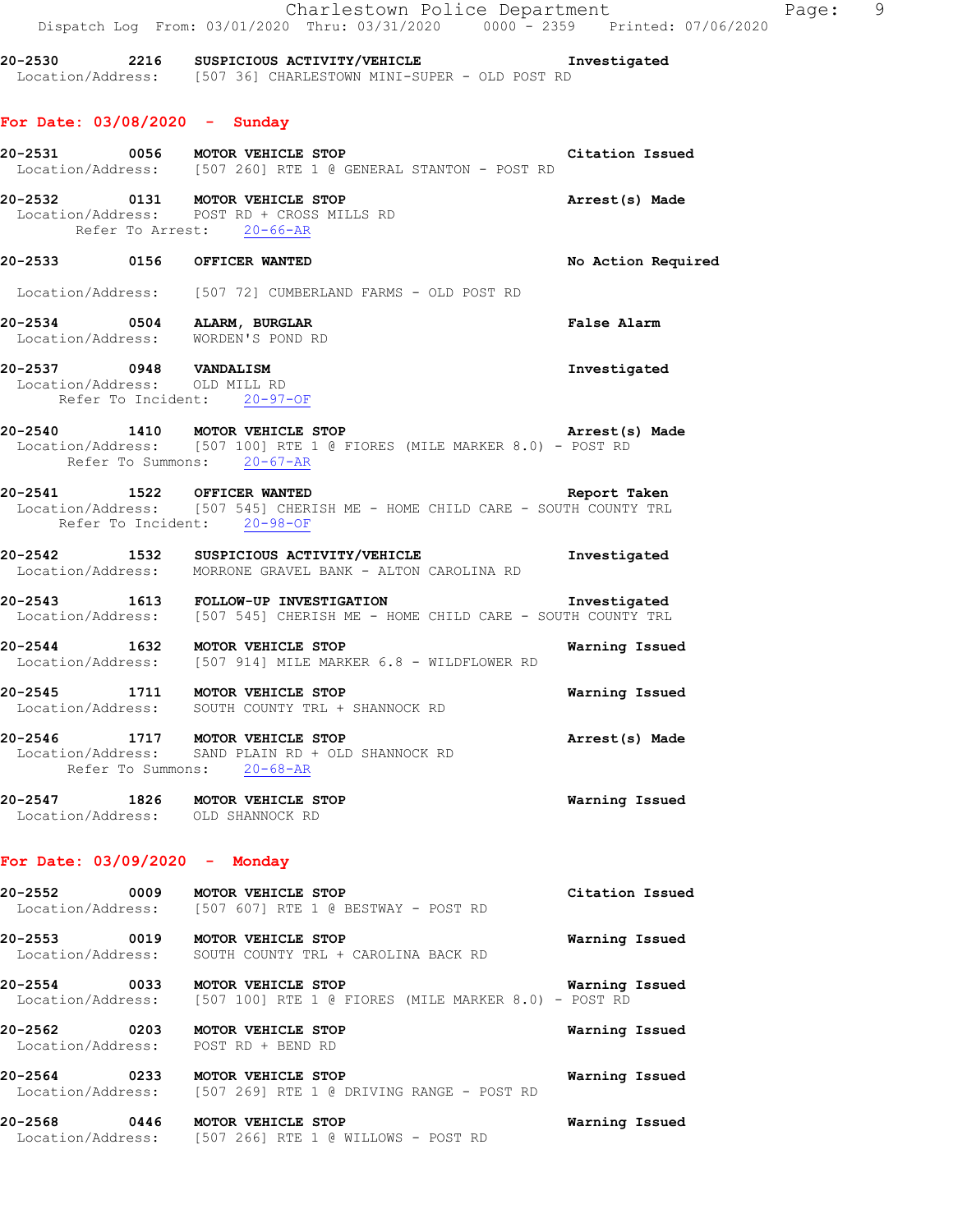20-2530 2216 SUSPICIOUS ACTIVITY/VEHICLE Investigated
Location/Address: [507 36] CHARLESTOWN MINI-SUPER - OLD POST RD

## For Date: 03/08/2020 - Sunday

20-2531 0056 MOTOR VEHICLE STOP Citation Issued
Location/Address: [507 260] RTE 1 @ GENERAL STANTON - POST RD

20-2532 0131 MOTOR VEHICLE STOP Arrest(s) Made
Location/Address: POST RD + CROSS MILLS RD
Refer To Arrest: 20-66-AR

20-2533 0156 OFFICER WANTED No Action Required
Location/Address: [507 72] CUMBERLAND FARMS - OLD POST RD

20-2534 0504 ALARM, BURGLAR False Alarm
Location/Address: WORDEN'S POND RD

20-2537 0948 VANDALISM Investigated
Location/Address: OLD MILL RD
Refer To Incident: 20-97-OF

20-2540 1410 MOTOR VEHICLE STOP Arrest(s) Made
Location/Address: [507 100] RTE 1 @ FIORES (MILE MARKER 8.0) - POST RD
Refer To Summons: 20-67-AR

20-2541 1522 OFFICER WANTED Report Taken
Location/Address: [507 545] CHERISH ME - HOME CHILD CARE - SOUTH COUNTY TRL
Refer To Incident: 20-98-OF

20-2542 1532 SUSPICIOUS ACTIVITY/VEHICLE Investigated
Location/Address: MORRONE GRAVEL BANK - ALTON CAROLINA RD

20-2543 1613 FOLLOW-UP INVESTIGATION Investigated
Location/Address: [507 545] CHERISH ME - HOME CHILD CARE - SOUTH COUNTY TRL

20-2544 1632 MOTOR VEHICLE STOP Warning Issued
Location/Address: [507 914] MILE MARKER 6.8 - WILDFLOWER RD

20-2545 1711 MOTOR VEHICLE STOP Warning Issued
Location/Address: SOUTH COUNTY TRL + SHANNOCK RD

20-2546 1717 MOTOR VEHICLE STOP Arrest(s) Made
Location/Address: SAND PLAIN RD + OLD SHANNOCK RD
Refer To Summons: 20-68-AR

20-2547 1826 MOTOR VEHICLE STOP Warning Issued
Location/Address: OLD SHANNOCK RD

## For Date: 03/09/2020 - Monday

20-2552 0009 MOTOR VEHICLE STOP Citation Issued
Location/Address: [507 607] RTE 1 @ BESTWAY - POST RD

20-2553 0019 MOTOR VEHICLE STOP Warning Issued
Location/Address: SOUTH COUNTY TRL + CAROLINA BACK RD

20-2554 0033 MOTOR VEHICLE STOP Warning Issued
Location/Address: [507 100] RTE 1 @ FIORES (MILE MARKER 8.0) - POST RD

20-2562 0203 MOTOR VEHICLE STOP Warning Issued
Location/Address: POST RD + BEND RD

20-2564 0233 MOTOR VEHICLE STOP Warning Issued
Location/Address: [507 269] RTE 1 @ DRIVING RANGE - POST RD

20-2568 0446 MOTOR VEHICLE STOP Warning Issued
Location/Address: [507 266] RTE 1 @ WILLOWS - POST RD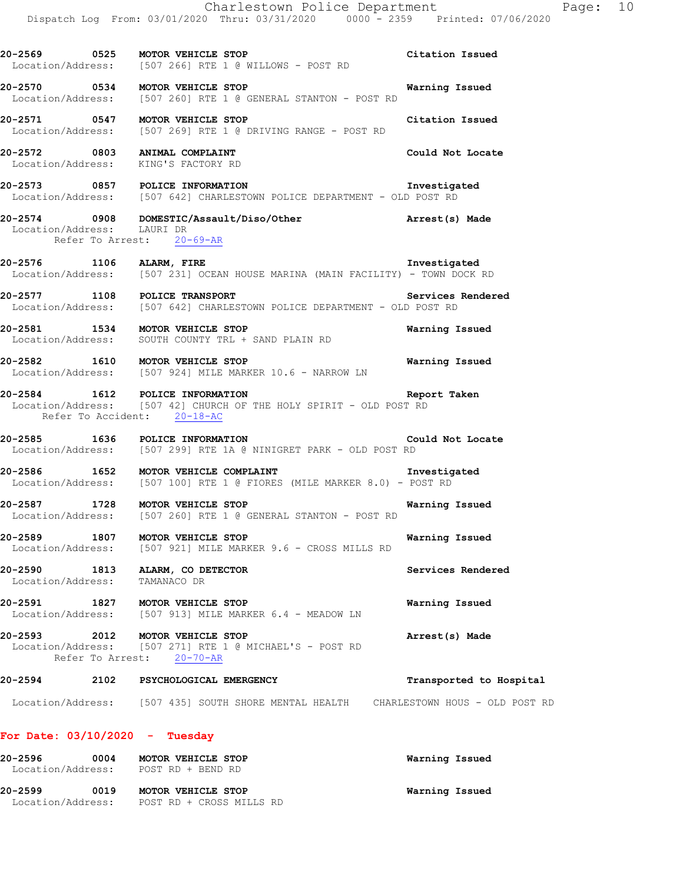20-2569 0525 MOTOR VEHICLE STOP Citation Issued
Location/Address: [507 266] RTE 1 @ WILLOWS - POST RD

20-2570 0534 MOTOR VEHICLE STOP Warning Issued
Location/Address: [507 260] RTE 1 @ GENERAL STANTON - POST RD

20-2571 0547 MOTOR VEHICLE STOP Citation Issued
Location/Address: [507 269] RTE 1 @ DRIVING RANGE - POST RD

20-2572 0803 ANIMAL COMPLAINT Could Not Locate
Location/Address: KING'S FACTORY RD

20-2573 0857 POLICE INFORMATION Investigated
Location/Address: [507 642] CHARLESTOWN POLICE DEPARTMENT - OLD POST RD

20-2574 0908 DOMESTIC/Assault/Diso/Other Arrest(s) Made
Location/Address: LAURI DR
Refer To Arrest: 20-69-AR

20-2576 1106 ALARM, FIRE Investigated
Location/Address: [507 231] OCEAN HOUSE MARINA (MAIN FACILITY) - TOWN DOCK RD

20-2577 1108 POLICE TRANSPORT Services Rendered
Location/Address: [507 642] CHARLESTOWN POLICE DEPARTMENT - OLD POST RD

20-2581 1534 MOTOR VEHICLE STOP Warning Issued
Location/Address: SOUTH COUNTY TRL + SAND PLAIN RD

20-2582 1610 MOTOR VEHICLE STOP Warning Issued
Location/Address: [507 924] MILE MARKER 10.6 - NARROW LN

20-2584 1612 POLICE INFORMATION Report Taken
Location/Address: [507 42] CHURCH OF THE HOLY SPIRIT - OLD POST RD
Refer To Accident: 20-18-AC

20-2585 1636 POLICE INFORMATION Could Not Locate
Location/Address: [507 299] RTE 1A @ NINIGRET PARK - OLD POST RD

20-2586 1652 MOTOR VEHICLE COMPLAINT Investigated
Location/Address: [507 100] RTE 1 @ FIORES (MILE MARKER 8.0) - POST RD

20-2587 1728 MOTOR VEHICLE STOP Warning Issued
Location/Address: [507 260] RTE 1 @ GENERAL STANTON - POST RD

20-2589 1807 MOTOR VEHICLE STOP Warning Issued
Location/Address: [507 921] MILE MARKER 9.6 - CROSS MILLS RD

20-2590 1813 ALARM, CO DETECTOR Services Rendered
Location/Address: TAMANACO DR

20-2591 1827 MOTOR VEHICLE STOP Warning Issued
Location/Address: [507 913] MILE MARKER 6.4 - MEADOW LN

20-2593 2012 MOTOR VEHICLE STOP Arrest(s) Made
Location/Address: [507 271] RTE 1 @ MICHAEL'S - POST RD
Refer To Arrest: 20-70-AR

20-2594 2102 PSYCHOLOGICAL EMERGENCY Transported to Hospital
Location/Address: [507 435] SOUTH SHORE MENTAL HEALTH CHARLESTOWN HOUS - OLD POST RD

## For Date: 03/10/2020 - Tuesday

20-2596 0004 MOTOR VEHICLE STOP Warning Issued
Location/Address: POST RD + BEND RD

20-2599 0019 MOTOR VEHICLE STOP Warning Issued
Location/Address: POST RD + CROSS MILLS RD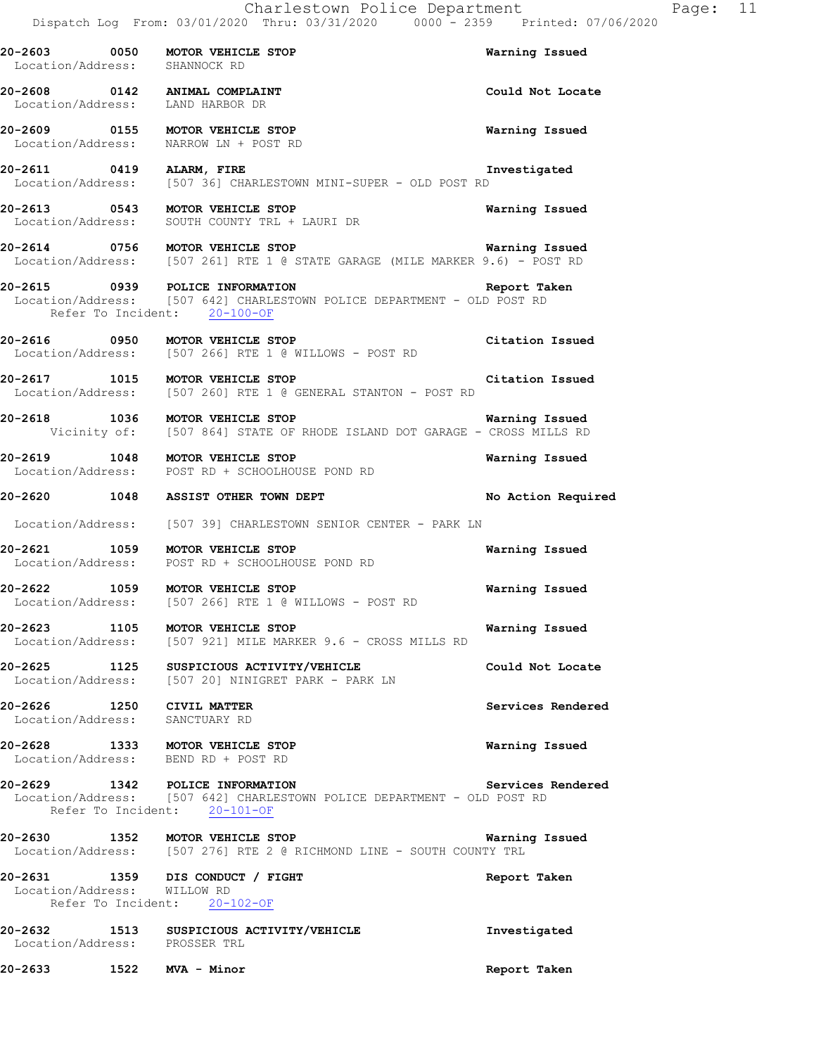Charlestown Police Department
Dispatch Log From: 03/01/2020 Thru: 03/31/2020 0000 - 2359 Printed: 07/06/2020

**20-2603 0050 MOTOR VEHICLE STOP** Warning Issued
Location/Address: SHANNOCK RD

**20-2608 0142 ANIMAL COMPLAINT** Could Not Locate
Location/Address: LAND HARBOR DR

**20-2609 0155 MOTOR VEHICLE STOP** Warning Issued
Location/Address: NARROW LN + POST RD

**20-2611 0419 ALARM, FIRE** Investigated
Location/Address: [507 36] CHARLESTOWN MINI-SUPER - OLD POST RD

**20-2613 0543 MOTOR VEHICLE STOP** Warning Issued
Location/Address: SOUTH COUNTY TRL + LAURI DR

**20-2614 0756 MOTOR VEHICLE STOP** Warning Issued
Location/Address: [507 261] RTE 1 @ STATE GARAGE (MILE MARKER 9.6) - POST RD

**20-2615 0939 POLICE INFORMATION** Report Taken
Location/Address: [507 642] CHARLESTOWN POLICE DEPARTMENT - OLD POST RD
Refer To Incident: 20-100-OF

**20-2616 0950 MOTOR VEHICLE STOP** Citation Issued
Location/Address: [507 266] RTE 1 @ WILLOWS - POST RD

**20-2617 1015 MOTOR VEHICLE STOP** Citation Issued
Location/Address: [507 260] RTE 1 @ GENERAL STANTON - POST RD

**20-2618 1036 MOTOR VEHICLE STOP** Warning Issued
Vicinity of: [507 864] STATE OF RHODE ISLAND DOT GARAGE - CROSS MILLS RD

**20-2619 1048 MOTOR VEHICLE STOP** Warning Issued
Location/Address: POST RD + SCHOOLHOUSE POND RD

**20-2620 1048 ASSIST OTHER TOWN DEPT** No Action Required
Location/Address: [507 39] CHARLESTOWN SENIOR CENTER - PARK LN

**20-2621 1059 MOTOR VEHICLE STOP** Warning Issued
Location/Address: POST RD + SCHOOLHOUSE POND RD

**20-2622 1059 MOTOR VEHICLE STOP** Warning Issued
Location/Address: [507 266] RTE 1 @ WILLOWS - POST RD

**20-2623 1105 MOTOR VEHICLE STOP** Warning Issued
Location/Address: [507 921] MILE MARKER 9.6 - CROSS MILLS RD

**20-2625 1125 SUSPICIOUS ACTIVITY/VEHICLE** Could Not Locate
Location/Address: [507 20] NINIGRET PARK - PARK LN

**20-2626 1250 CIVIL MATTER** Services Rendered
Location/Address: SANCTUARY RD

**20-2628 1333 MOTOR VEHICLE STOP** Warning Issued
Location/Address: BEND RD + POST RD

**20-2629 1342 POLICE INFORMATION** Services Rendered
Location/Address: [507 642] CHARLESTOWN POLICE DEPARTMENT - OLD POST RD
Refer To Incident: 20-101-OF

**20-2630 1352 MOTOR VEHICLE STOP** Warning Issued
Location/Address: [507 276] RTE 2 @ RICHMOND LINE - SOUTH COUNTY TRL

**20-2631 1359 DIS CONDUCT / FIGHT** Report Taken
Location/Address: WILLOW RD
Refer To Incident: 20-102-OF

**20-2632 1513 SUSPICIOUS ACTIVITY/VEHICLE** Investigated
Location/Address: PROSSER TRL

**20-2633 1522 MVA - Minor** Report Taken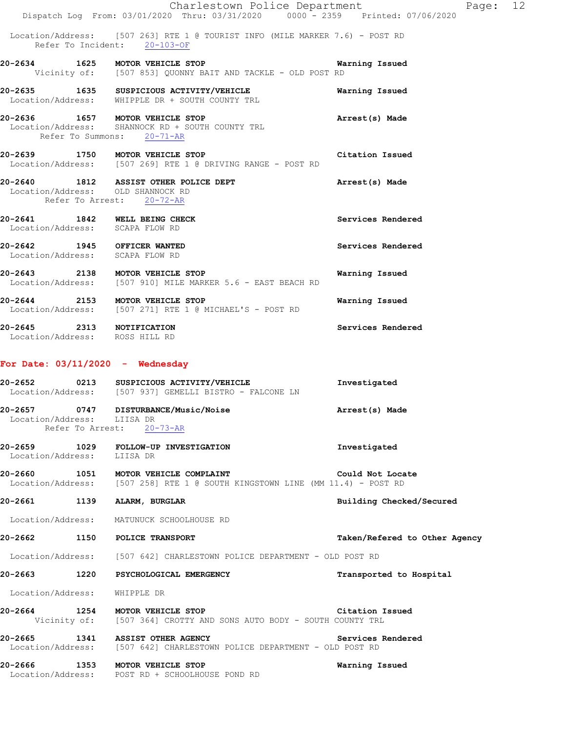Location/Address: [507 263] RTE 1 @ TOURIST INFO (MILE MARKER 7.6) - POST RD
Refer To Incident: 20-103-OF

**20-2634 1625 MOTOR VEHICLE STOP** — Warning Issued
Vicinity of: [507 853] QUONNY BAIT AND TACKLE - OLD POST RD

**20-2635 1635 SUSPICIOUS ACTIVITY/VEHICLE** — Warning Issued
Location/Address: WHIPPLE DR + SOUTH COUNTY TRL

**20-2636 1657 MOTOR VEHICLE STOP** — Arrest(s) Made
Location/Address: SHANNOCK RD + SOUTH COUNTY TRL
Refer To Summons: 20-71-AR

**20-2639 1750 MOTOR VEHICLE STOP** — Citation Issued
Location/Address: [507 269] RTE 1 @ DRIVING RANGE - POST RD

**20-2640 1812 ASSIST OTHER POLICE DEPT** — Arrest(s) Made
Location/Address: OLD SHANNOCK RD
Refer To Arrest: 20-72-AR

**20-2641 1842 WELL BEING CHECK** — Services Rendered
Location/Address: SCAPA FLOW RD

**20-2642 1945 OFFICER WANTED** — Services Rendered
Location/Address: SCAPA FLOW RD

**20-2643 2138 MOTOR VEHICLE STOP** — Warning Issued
Location/Address: [507 910] MILE MARKER 5.6 - EAST BEACH RD

**20-2644 2153 MOTOR VEHICLE STOP** — Warning Issued
Location/Address: [507 271] RTE 1 @ MICHAEL'S - POST RD

**20-2645 2313 NOTIFICATION** — Services Rendered
Location/Address: ROSS HILL RD

## For Date: 03/11/2020 - Wednesday

**20-2652 0213 SUSPICIOUS ACTIVITY/VEHICLE** — Investigated
Location/Address: [507 937] GEMELLI BISTRO - FALCONE LN

**20-2657 0747 DISTURBANCE/Music/Noise** — Arrest(s) Made
Location/Address: LIISA DR
Refer To Arrest: 20-73-AR

**20-2659 1029 FOLLOW-UP INVESTIGATION** — Investigated
Location/Address: LIISA DR

**20-2660 1051 MOTOR VEHICLE COMPLAINT** — Could Not Locate
Location/Address: [507 258] RTE 1 @ SOUTH KINGSTOWN LINE (MM 11.4) - POST RD

**20-2661 1139 ALARM, BURGLAR** — Building Checked/Secured
Location/Address: MATUNUCK SCHOOLHOUSE RD

**20-2662 1150 POLICE TRANSPORT** — Taken/Refered to Other Agency
Location/Address: [507 642] CHARLESTOWN POLICE DEPARTMENT - OLD POST RD

**20-2663 1220 PSYCHOLOGICAL EMERGENCY** — Transported to Hospital
Location/Address: WHIPPLE DR

**20-2664 1254 MOTOR VEHICLE STOP** — Citation Issued
Vicinity of: [507 364] CROTTY AND SONS AUTO BODY - SOUTH COUNTY TRL

**20-2665 1341 ASSIST OTHER AGENCY** — Services Rendered
Location/Address: [507 642] CHARLESTOWN POLICE DEPARTMENT - OLD POST RD

**20-2666 1353 MOTOR VEHICLE STOP** — Warning Issued
Location/Address: POST RD + SCHOOLHOUSE POND RD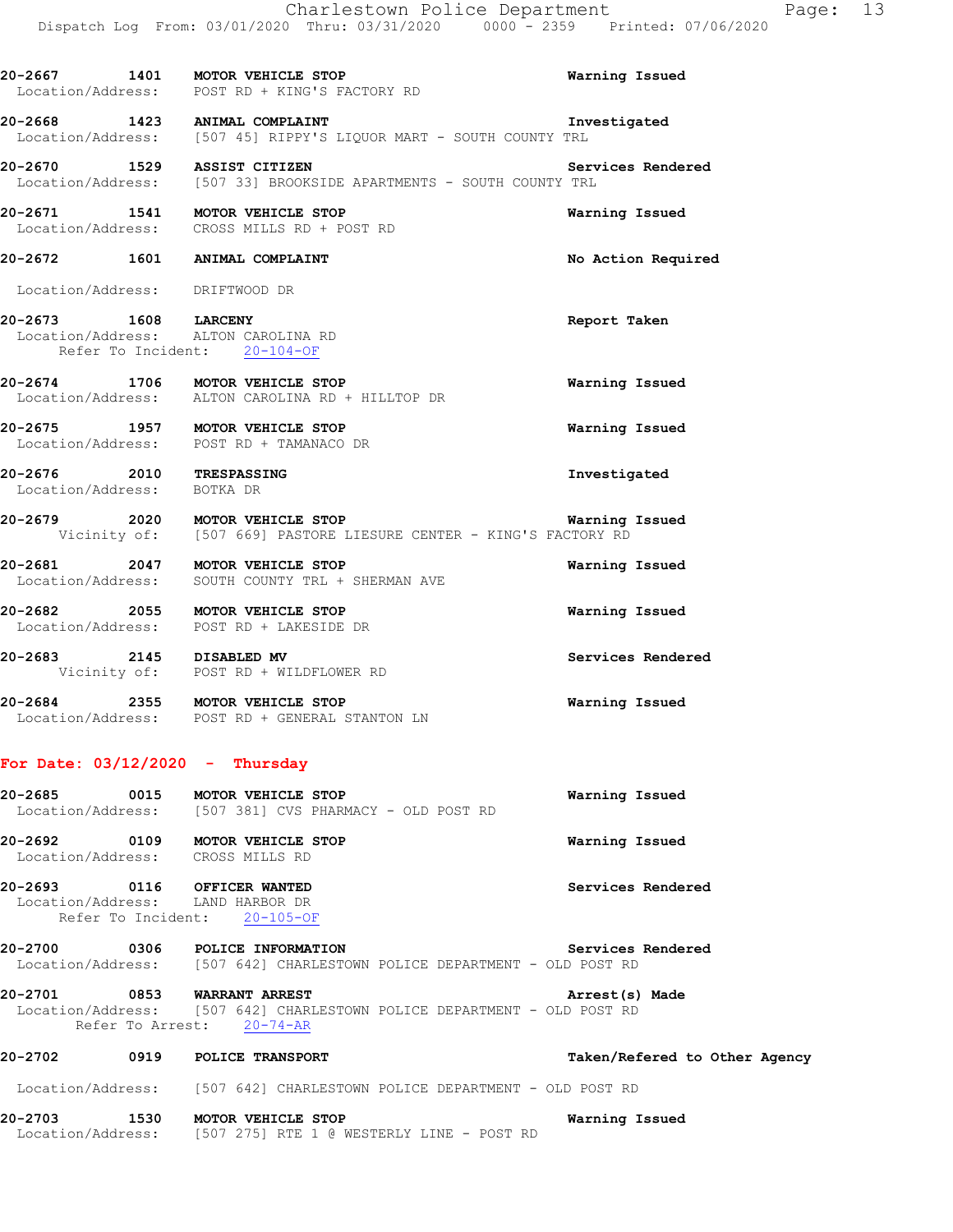20-2667 1401 **MOTOR VEHICLE STOP** **Warning Issued**
Location/Address: POST RD + KING'S FACTORY RD

20-2668 1423 **ANIMAL COMPLAINT** **Investigated**
Location/Address: [507 45] RIPPY'S LIQUOR MART - SOUTH COUNTY TRL

20-2670 1529 **ASSIST CITIZEN** **Services Rendered**
Location/Address: [507 33] BROOKSIDE APARTMENTS - SOUTH COUNTY TRL

20-2671 1541 **MOTOR VEHICLE STOP** **Warning Issued**
Location/Address: CROSS MILLS RD + POST RD

20-2672 1601 **ANIMAL COMPLAINT** **No Action Required**
Location/Address: DRIFTWOOD DR

20-2673 1608 **LARCENY** **Report Taken**
Location/Address: ALTON CAROLINA RD
Refer To Incident: 20-104-OF

20-2674 1706 **MOTOR VEHICLE STOP** **Warning Issued**
Location/Address: ALTON CAROLINA RD + HILLTOP DR

20-2675 1957 **MOTOR VEHICLE STOP** **Warning Issued**
Location/Address: POST RD + TAMANACO DR

20-2676 2010 **TRESPASSING** **Investigated**
Location/Address: BOTKA DR

20-2679 2020 **MOTOR VEHICLE STOP** **Warning Issued**
Vicinity of: [507 669] PASTORE LIESURE CENTER - KING'S FACTORY RD

20-2681 2047 **MOTOR VEHICLE STOP** **Warning Issued**
Location/Address: SOUTH COUNTY TRL + SHERMAN AVE

20-2682 2055 **MOTOR VEHICLE STOP** **Warning Issued**
Location/Address: POST RD + LAKESIDE DR

20-2683 2145 **DISABLED MV** **Services Rendered**
Vicinity of: POST RD + WILDFLOWER RD

20-2684 2355 **MOTOR VEHICLE STOP** **Warning Issued**
Location/Address: POST RD + GENERAL STANTON LN

## For Date: 03/12/2020 - Thursday

20-2685 0015 **MOTOR VEHICLE STOP** **Warning Issued**
Location/Address: [507 381] CVS PHARMACY - OLD POST RD

20-2692 0109 **MOTOR VEHICLE STOP** **Warning Issued**
Location/Address: CROSS MILLS RD

20-2693 0116 **OFFICER WANTED** **Services Rendered**
Location/Address: LAND HARBOR DR
Refer To Incident: 20-105-OF

20-2700 0306 **POLICE INFORMATION** **Services Rendered**
Location/Address: [507 642] CHARLESTOWN POLICE DEPARTMENT - OLD POST RD

20-2701 0853 **WARRANT ARREST** **Arrest(s) Made**
Location/Address: [507 642] CHARLESTOWN POLICE DEPARTMENT - OLD POST RD
Refer To Arrest: 20-74-AR

20-2702 0919 **POLICE TRANSPORT** **Taken/Refered to Other Agency**
Location/Address: [507 642] CHARLESTOWN POLICE DEPARTMENT - OLD POST RD

20-2703 1530 **MOTOR VEHICLE STOP** **Warning Issued**
Location/Address: [507 275] RTE 1 @ WESTERLY LINE - POST RD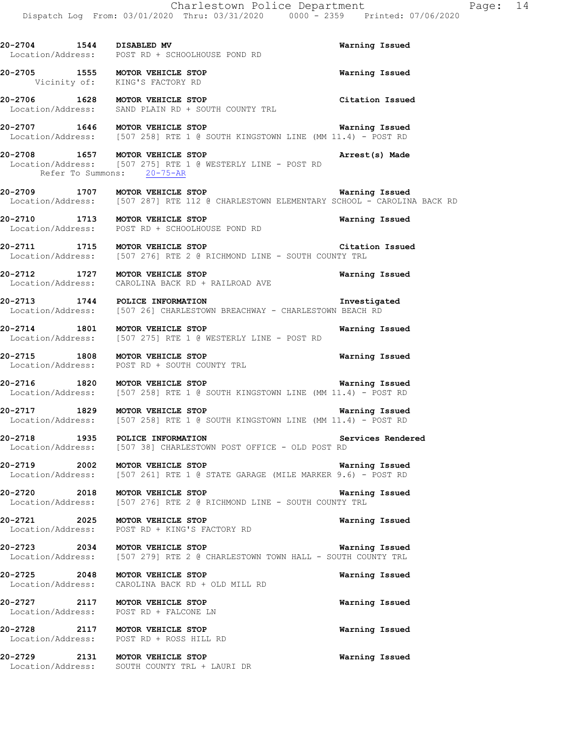**20-2704 1544 DISABLED MV** Warning Issued
Location/Address: POST RD + SCHOOLHOUSE POND RD

**20-2705 1555 MOTOR VEHICLE STOP** Warning Issued
Vicinity of: KING'S FACTORY RD

**20-2706 1628 MOTOR VEHICLE STOP** Citation Issued
Location/Address: SAND PLAIN RD + SOUTH COUNTY TRL

**20-2707 1646 MOTOR VEHICLE STOP** Warning Issued
Location/Address: [507 258] RTE 1 @ SOUTH KINGSTOWN LINE (MM 11.4) - POST RD

**20-2708 1657 MOTOR VEHICLE STOP** Arrest(s) Made
Location/Address: [507 275] RTE 1 @ WESTERLY LINE - POST RD
Refer To Summons: 20-75-AR

**20-2709 1707 MOTOR VEHICLE STOP** Warning Issued
Location/Address: [507 287] RTE 112 @ CHARLESTOWN ELEMENTARY SCHOOL - CAROLINA BACK RD

**20-2710 1713 MOTOR VEHICLE STOP** Warning Issued
Location/Address: POST RD + SCHOOLHOUSE POND RD

**20-2711 1715 MOTOR VEHICLE STOP** Citation Issued
Location/Address: [507 276] RTE 2 @ RICHMOND LINE - SOUTH COUNTY TRL

**20-2712 1727 MOTOR VEHICLE STOP** Warning Issued
Location/Address: CAROLINA BACK RD + RAILROAD AVE

**20-2713 1744 POLICE INFORMATION** Investigated
Location/Address: [507 26] CHARLESTOWN BREACHWAY - CHARLESTOWN BEACH RD

**20-2714 1801 MOTOR VEHICLE STOP** Warning Issued
Location/Address: [507 275] RTE 1 @ WESTERLY LINE - POST RD

**20-2715 1808 MOTOR VEHICLE STOP** Warning Issued
Location/Address: POST RD + SOUTH COUNTY TRL

**20-2716 1820 MOTOR VEHICLE STOP** Warning Issued
Location/Address: [507 258] RTE 1 @ SOUTH KINGSTOWN LINE (MM 11.4) - POST RD

**20-2717 1829 MOTOR VEHICLE STOP** Warning Issued
Location/Address: [507 258] RTE 1 @ SOUTH KINGSTOWN LINE (MM 11.4) - POST RD

**20-2718 1935 POLICE INFORMATION** Services Rendered
Location/Address: [507 38] CHARLESTOWN POST OFFICE - OLD POST RD

**20-2719 2002 MOTOR VEHICLE STOP** Warning Issued
Location/Address: [507 261] RTE 1 @ STATE GARAGE (MILE MARKER 9.6) - POST RD

**20-2720 2018 MOTOR VEHICLE STOP** Warning Issued
Location/Address: [507 276] RTE 2 @ RICHMOND LINE - SOUTH COUNTY TRL

**20-2721 2025 MOTOR VEHICLE STOP** Warning Issued
Location/Address: POST RD + KING'S FACTORY RD

**20-2723 2034 MOTOR VEHICLE STOP** Warning Issued
Location/Address: [507 279] RTE 2 @ CHARLESTOWN TOWN HALL - SOUTH COUNTY TRL

**20-2725 2048 MOTOR VEHICLE STOP** Warning Issued
Location/Address: CAROLINA BACK RD + OLD MILL RD

**20-2727 2117 MOTOR VEHICLE STOP** Warning Issued
Location/Address: POST RD + FALCONE LN

**20-2728 2117 MOTOR VEHICLE STOP** Warning Issued
Location/Address: POST RD + ROSS HILL RD

**20-2729 2131 MOTOR VEHICLE STOP** Warning Issued
Location/Address: SOUTH COUNTY TRL + LAURI DR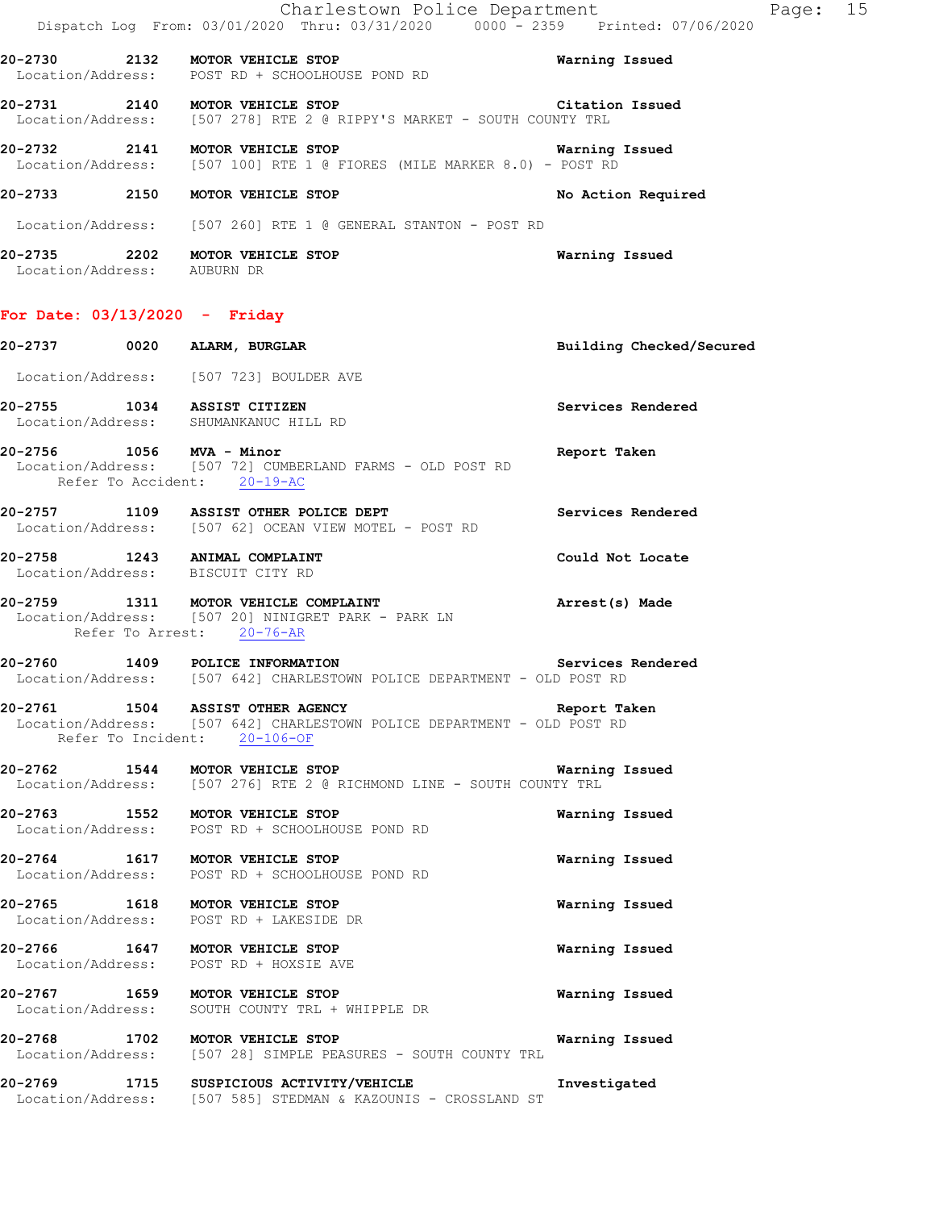20-2730 2132 **MOTOR VEHICLE STOP** Warning Issued
Location/Address: POST RD + SCHOOLHOUSE POND RD

20-2731 2140 **MOTOR VEHICLE STOP** Citation Issued
Location/Address: [507 278] RTE 2 @ RIPPY'S MARKET - SOUTH COUNTY TRL

20-2732 2141 **MOTOR VEHICLE STOP** Warning Issued
Location/Address: [507 100] RTE 1 @ FIORES (MILE MARKER 8.0) - POST RD

20-2733 2150 **MOTOR VEHICLE STOP** No Action Required
Location/Address: [507 260] RTE 1 @ GENERAL STANTON - POST RD

20-2735 2202 **MOTOR VEHICLE STOP** Warning Issued
Location/Address: AUBURN DR

## For Date: 03/13/2020 - Friday

20-2737 0020 **ALARM, BURGLAR** Building Checked/Secured
Location/Address: [507 723] BOULDER AVE

20-2755 1034 **ASSIST CITIZEN** Services Rendered
Location/Address: SHUMANKANUC HILL RD

20-2756 1056 **MVA - Minor** Report Taken
Location/Address: [507 72] CUMBERLAND FARMS - OLD POST RD
Refer To Accident: 20-19-AC

20-2757 1109 **ASSIST OTHER POLICE DEPT** Services Rendered
Location/Address: [507 62] OCEAN VIEW MOTEL - POST RD

20-2758 1243 **ANIMAL COMPLAINT** Could Not Locate
Location/Address: BISCUIT CITY RD

20-2759 1311 **MOTOR VEHICLE COMPLAINT** Arrest(s) Made
Location/Address: [507 20] NINIGRET PARK - PARK LN
Refer To Arrest: 20-76-AR

20-2760 1409 **POLICE INFORMATION** Services Rendered
Location/Address: [507 642] CHARLESTOWN POLICE DEPARTMENT - OLD POST RD

20-2761 1504 **ASSIST OTHER AGENCY** Report Taken
Location/Address: [507 642] CHARLESTOWN POLICE DEPARTMENT - OLD POST RD
Refer To Incident: 20-106-OF

20-2762 1544 **MOTOR VEHICLE STOP** Warning Issued
Location/Address: [507 276] RTE 2 @ RICHMOND LINE - SOUTH COUNTY TRL

20-2763 1552 **MOTOR VEHICLE STOP** Warning Issued
Location/Address: POST RD + SCHOOLHOUSE POND RD

20-2764 1617 **MOTOR VEHICLE STOP** Warning Issued
Location/Address: POST RD + SCHOOLHOUSE POND RD

20-2765 1618 **MOTOR VEHICLE STOP** Warning Issued
Location/Address: POST RD + LAKESIDE DR

20-2766 1647 **MOTOR VEHICLE STOP** Warning Issued
Location/Address: POST RD + HOXSIE AVE

20-2767 1659 **MOTOR VEHICLE STOP** Warning Issued
Location/Address: SOUTH COUNTY TRL + WHIPPLE DR

20-2768 1702 **MOTOR VEHICLE STOP** Warning Issued
Location/Address: [507 28] SIMPLE PEASURES - SOUTH COUNTY TRL

20-2769 1715 **SUSPICIOUS ACTIVITY/VEHICLE** Investigated
Location/Address: [507 585] STEDMAN & KAZOUNIS - CROSSLAND ST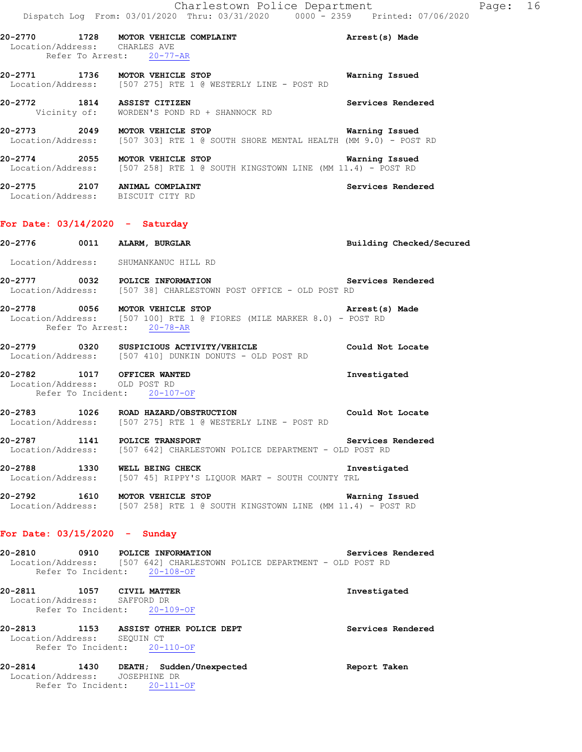**20-2770 1728 MOTOR VEHICLE COMPLAINT** — **Arrest(s) Made**
Location/Address: CHARLES AVE
Refer To Arrest: 20-77-AR

**20-2771 1736 MOTOR VEHICLE STOP** — **Warning Issued**
Location/Address: [507 275] RTE 1 @ WESTERLY LINE - POST RD

**20-2772 1814 ASSIST CITIZEN** — **Services Rendered**
Vicinity of: WORDEN'S POND RD + SHANNOCK RD

**20-2773 2049 MOTOR VEHICLE STOP** — **Warning Issued**
Location/Address: [507 303] RTE 1 @ SOUTH SHORE MENTAL HEALTH (MM 9.0) - POST RD

**20-2774 2055 MOTOR VEHICLE STOP** — **Warning Issued**
Location/Address: [507 258] RTE 1 @ SOUTH KINGSTOWN LINE (MM 11.4) - POST RD

**20-2775 2107 ANIMAL COMPLAINT** — **Services Rendered**
Location/Address: BISCUIT CITY RD

## For Date: 03/14/2020 - Saturday

**20-2776 0011 ALARM, BURGLAR** — **Building Checked/Secured**
Location/Address: SHUMANKANUC HILL RD

**20-2777 0032 POLICE INFORMATION** — **Services Rendered**
Location/Address: [507 38] CHARLESTOWN POST OFFICE - OLD POST RD

**20-2778 0056 MOTOR VEHICLE STOP** — **Arrest(s) Made**
Location/Address: [507 100] RTE 1 @ FIORES (MILE MARKER 8.0) - POST RD
Refer To Arrest: 20-78-AR

**20-2779 0320 SUSPICIOUS ACTIVITY/VEHICLE** — **Could Not Locate**
Location/Address: [507 410] DUNKIN DONUTS - OLD POST RD

**20-2782 1017 OFFICER WANTED** — **Investigated**
Location/Address: OLD POST RD
Refer To Incident: 20-107-OF

**20-2783 1026 ROAD HAZARD/OBSTRUCTION** — **Could Not Locate**
Location/Address: [507 275] RTE 1 @ WESTERLY LINE - POST RD

**20-2787 1141 POLICE TRANSPORT** — **Services Rendered**
Location/Address: [507 642] CHARLESTOWN POLICE DEPARTMENT - OLD POST RD

**20-2788 1330 WELL BEING CHECK** — **Investigated**
Location/Address: [507 45] RIPPY'S LIQUOR MART - SOUTH COUNTY TRL

**20-2792 1610 MOTOR VEHICLE STOP** — **Warning Issued**
Location/Address: [507 258] RTE 1 @ SOUTH KINGSTOWN LINE (MM 11.4) - POST RD

## For Date: 03/15/2020 - Sunday

**20-2810 0910 POLICE INFORMATION** — **Services Rendered**
Location/Address: [507 642] CHARLESTOWN POLICE DEPARTMENT - OLD POST RD
Refer To Incident: 20-108-OF

**20-2811 1057 CIVIL MATTER** — **Investigated**
Location/Address: SAFFORD DR
Refer To Incident: 20-109-OF

**20-2813 1153 ASSIST OTHER POLICE DEPT** — **Services Rendered**
Location/Address: SEQUIN CT
Refer To Incident: 20-110-OF

**20-2814 1430 DEATH; Sudden/Unexpected** — **Report Taken**
Location/Address: JOSEPHINE DR
Refer To Incident: 20-111-OF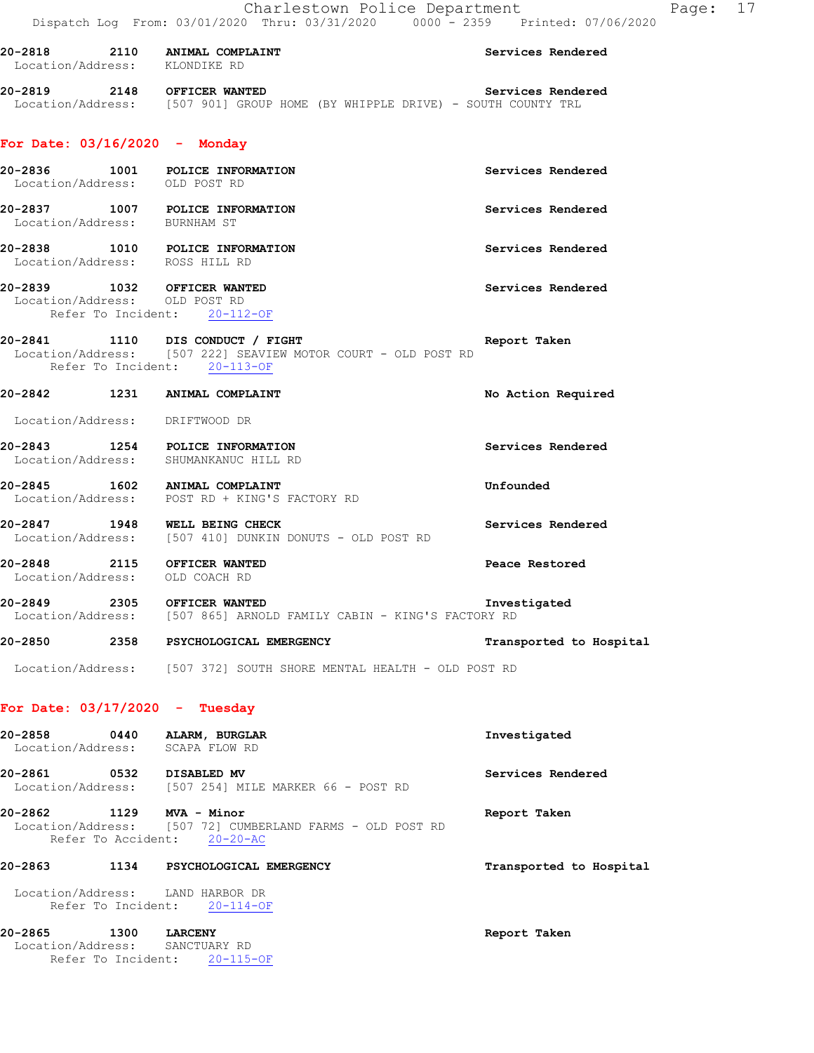20-2818 2110 **ANIMAL COMPLAINT** Services Rendered
Location/Address: KLONDIKE RD

20-2819 2148 **OFFICER WANTED** Services Rendered
Location/Address: [507 901] GROUP HOME (BY WHIPPLE DRIVE) - SOUTH COUNTY TRL

## For Date: 03/16/2020 - Monday

20-2836 1001 **POLICE INFORMATION** Services Rendered
Location/Address: OLD POST RD

20-2837 1007 **POLICE INFORMATION** Services Rendered
Location/Address: BURNHAM ST

20-2838 1010 **POLICE INFORMATION** Services Rendered
Location/Address: ROSS HILL RD

20-2839 1032 **OFFICER WANTED** Services Rendered
Location/Address: OLD POST RD
Refer To Incident: 20-112-OF

20-2841 1110 **DIS CONDUCT / FIGHT** Report Taken
Location/Address: [507 222] SEAVIEW MOTOR COURT - OLD POST RD
Refer To Incident: 20-113-OF

20-2842 1231 **ANIMAL COMPLAINT** No Action Required
Location/Address: DRIFTWOOD DR

20-2843 1254 **POLICE INFORMATION** Services Rendered
Location/Address: SHUMANKANUC HILL RD

20-2845 1602 **ANIMAL COMPLAINT** Unfounded
Location/Address: POST RD + KING'S FACTORY RD

20-2847 1948 **WELL BEING CHECK** Services Rendered
Location/Address: [507 410] DUNKIN DONUTS - OLD POST RD

20-2848 2115 **OFFICER WANTED** Peace Restored
Location/Address: OLD COACH RD

20-2849 2305 **OFFICER WANTED** Investigated
Location/Address: [507 865] ARNOLD FAMILY CABIN - KING'S FACTORY RD

20-2850 2358 **PSYCHOLOGICAL EMERGENCY** Transported to Hospital
Location/Address: [507 372] SOUTH SHORE MENTAL HEALTH - OLD POST RD

## For Date: 03/17/2020 - Tuesday

20-2858 0440 **ALARM, BURGLAR** Investigated
Location/Address: SCAPA FLOW RD

20-2861 0532 **DISABLED MV** Services Rendered
Location/Address: [507 254] MILE MARKER 66 - POST RD

20-2862 1129 **MVA - Minor** Report Taken
Location/Address: [507 72] CUMBERLAND FARMS - OLD POST RD
Refer To Accident: 20-20-AC

20-2863 1134 **PSYCHOLOGICAL EMERGENCY** Transported to Hospital
Location/Address: LAND HARBOR DR
Refer To Incident: 20-114-OF

20-2865 1300 **LARCENY** Report Taken
Location/Address: SANCTUARY RD
Refer To Incident: 20-115-OF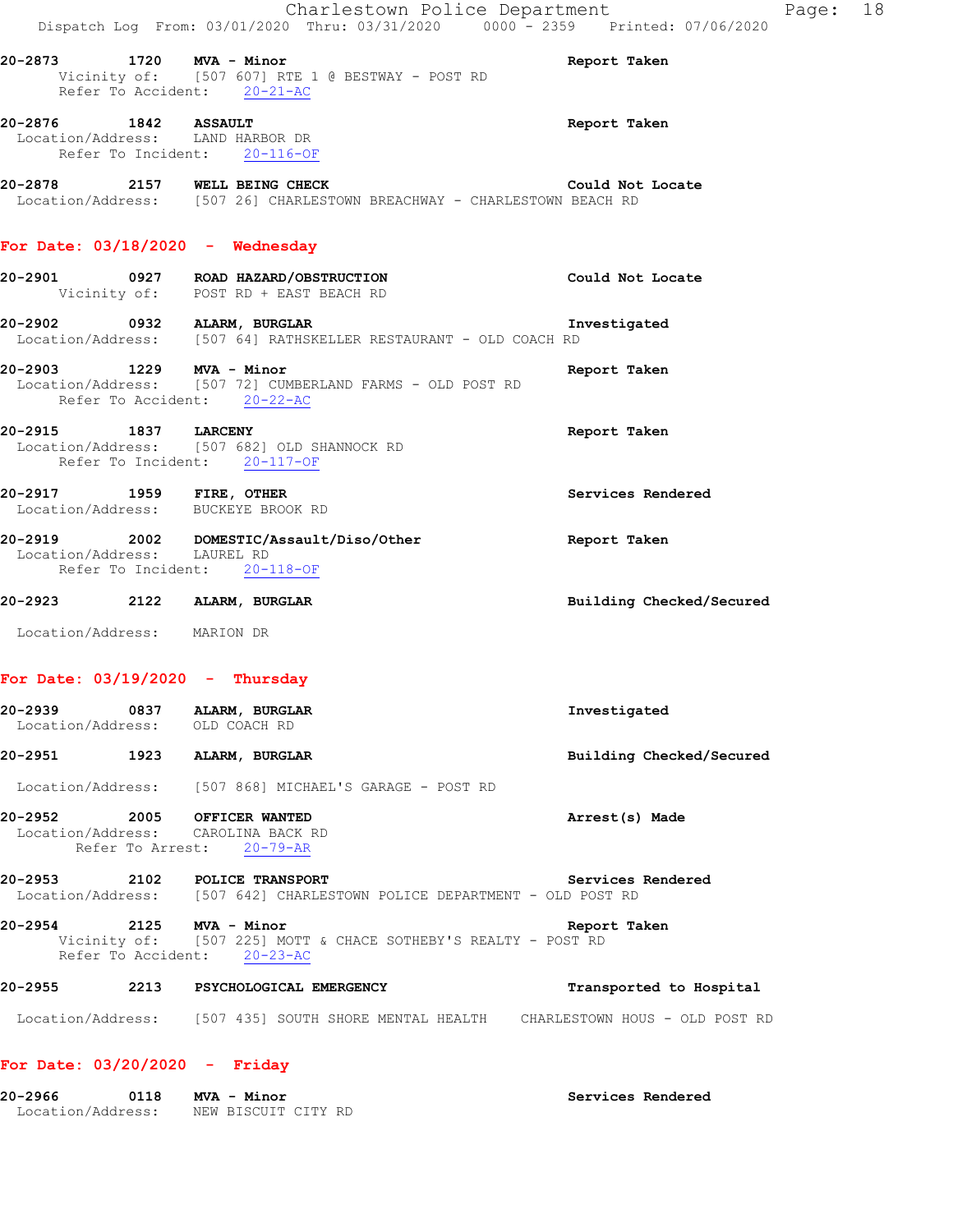**20-2873** 1720 **MVA - Minor** — **Report Taken**
Vicinity of: [507 607] RTE 1 @ BESTWAY - POST RD
Refer To Accident: 20-21-AC

**20-2876** 1842 **ASSAULT** — **Report Taken**
Location/Address: LAND HARBOR DR
Refer To Incident: 20-116-OF

**20-2878** 2157 **WELL BEING CHECK** — **Could Not Locate**
Location/Address: [507 26] CHARLESTOWN BREACHWAY - CHARLESTOWN BEACH RD

## For Date: 03/18/2020 - Wednesday

**20-2901** 0927 **ROAD HAZARD/OBSTRUCTION** — **Could Not Locate**
Vicinity of: POST RD + EAST BEACH RD

**20-2902** 0932 **ALARM, BURGLAR** — **Investigated**
Location/Address: [507 64] RATHSKELLER RESTAURANT - OLD COACH RD

**20-2903** 1229 **MVA - Minor** — **Report Taken**
Location/Address: [507 72] CUMBERLAND FARMS - OLD POST RD
Refer To Accident: 20-22-AC

**20-2915** 1837 **LARCENY** — **Report Taken**
Location/Address: [507 682] OLD SHANNOCK RD
Refer To Incident: 20-117-OF

**20-2917** 1959 **FIRE, OTHER** — **Services Rendered**
Location/Address: BUCKEYE BROOK RD

**20-2919** 2002 **DOMESTIC/Assault/Diso/Other** — **Report Taken**
Location/Address: LAUREL RD
Refer To Incident: 20-118-OF

**20-2923** 2122 **ALARM, BURGLAR** — **Building Checked/Secured**
Location/Address: MARION DR

## For Date: 03/19/2020 - Thursday

**20-2939** 0837 **ALARM, BURGLAR** — **Investigated**
Location/Address: OLD COACH RD

**20-2951** 1923 **ALARM, BURGLAR** — **Building Checked/Secured**
Location/Address: [507 868] MICHAEL'S GARAGE - POST RD

**20-2952** 2005 **OFFICER WANTED** — **Arrest(s) Made**
Location/Address: CAROLINA BACK RD
Refer To Arrest: 20-79-AR

**20-2953** 2102 **POLICE TRANSPORT** — **Services Rendered**
Location/Address: [507 642] CHARLESTOWN POLICE DEPARTMENT - OLD POST RD

**20-2954** 2125 **MVA - Minor** — **Report Taken**
Vicinity of: [507 225] MOTT & CHACE SOTHEBY'S REALTY - POST RD
Refer To Accident: 20-23-AC

**20-2955** 2213 **PSYCHOLOGICAL EMERGENCY** — **Transported to Hospital**
Location/Address: [507 435] SOUTH SHORE MENTAL HEALTH CHARLESTOWN HOUS - OLD POST RD

## For Date: 03/20/2020 - Friday

**20-2966** 0118 **MVA - Minor** — **Services Rendered**
Location/Address: NEW BISCUIT CITY RD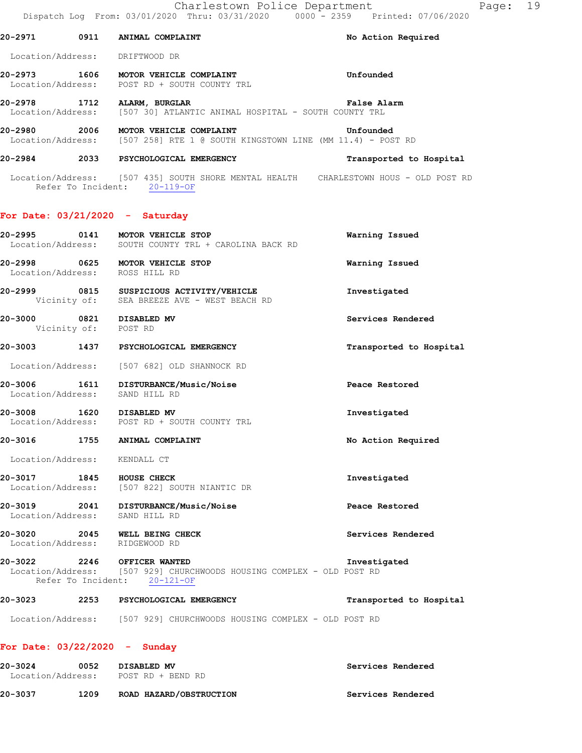20-2971 0911 ANIMAL COMPLAINT No Action Required

Location/Address: DRIFTWOOD DR

20-2973 1606 MOTOR VEHICLE COMPLAINT Unfounded
Location/Address: POST RD + SOUTH COUNTY TRL

20-2978 1712 ALARM, BURGLAR False Alarm
Location/Address: [507 30] ATLANTIC ANIMAL HOSPITAL - SOUTH COUNTY TRL

20-2980 2006 MOTOR VEHICLE COMPLAINT Unfounded
Location/Address: [507 258] RTE 1 @ SOUTH KINGSTOWN LINE (MM 11.4) - POST RD

20-2984 2033 PSYCHOLOGICAL EMERGENCY Transported to Hospital

Location/Address: [507 435] SOUTH SHORE MENTAL HEALTH CHARLESTOWN HOUS - OLD POST RD
Refer To Incident: 20-119-OF

## For Date: 03/21/2020 - Saturday

20-2995 0141 MOTOR VEHICLE STOP Warning Issued
Location/Address: SOUTH COUNTY TRL + CAROLINA BACK RD

20-2998 0625 MOTOR VEHICLE STOP Warning Issued
Location/Address: ROSS HILL RD

20-2999 0815 SUSPICIOUS ACTIVITY/VEHICLE Investigated
Vicinity of: SEA BREEZE AVE - WEST BEACH RD

20-3000 0821 DISABLED MV Services Rendered
Vicinity of: POST RD

20-3003 1437 PSYCHOLOGICAL EMERGENCY Transported to Hospital

Location/Address: [507 682] OLD SHANNOCK RD

20-3006 1611 DISTURBANCE/Music/Noise Peace Restored
Location/Address: SAND HILL RD

20-3008 1620 DISABLED MV Investigated
Location/Address: POST RD + SOUTH COUNTY TRL

20-3016 1755 ANIMAL COMPLAINT No Action Required

Location/Address: KENDALL CT

20-3017 1845 HOUSE CHECK Investigated
Location/Address: [507 822] SOUTH NIANTIC DR

20-3019 2041 DISTURBANCE/Music/Noise Peace Restored
Location/Address: SAND HILL RD

20-3020 2045 WELL BEING CHECK Services Rendered
Location/Address: RIDGEWOOD RD

20-3022 2246 OFFICER WANTED Investigated
Location/Address: [507 929] CHURCHWOODS HOUSING COMPLEX - OLD POST RD
Refer To Incident: 20-121-OF

20-3023 2253 PSYCHOLOGICAL EMERGENCY Transported to Hospital

Location/Address: [507 929] CHURCHWOODS HOUSING COMPLEX - OLD POST RD

## For Date: 03/22/2020 - Sunday

20-3024 0052 DISABLED MV Services Rendered
Location/Address: POST RD + BEND RD

20-3037 1209 ROAD HAZARD/OBSTRUCTION Services Rendered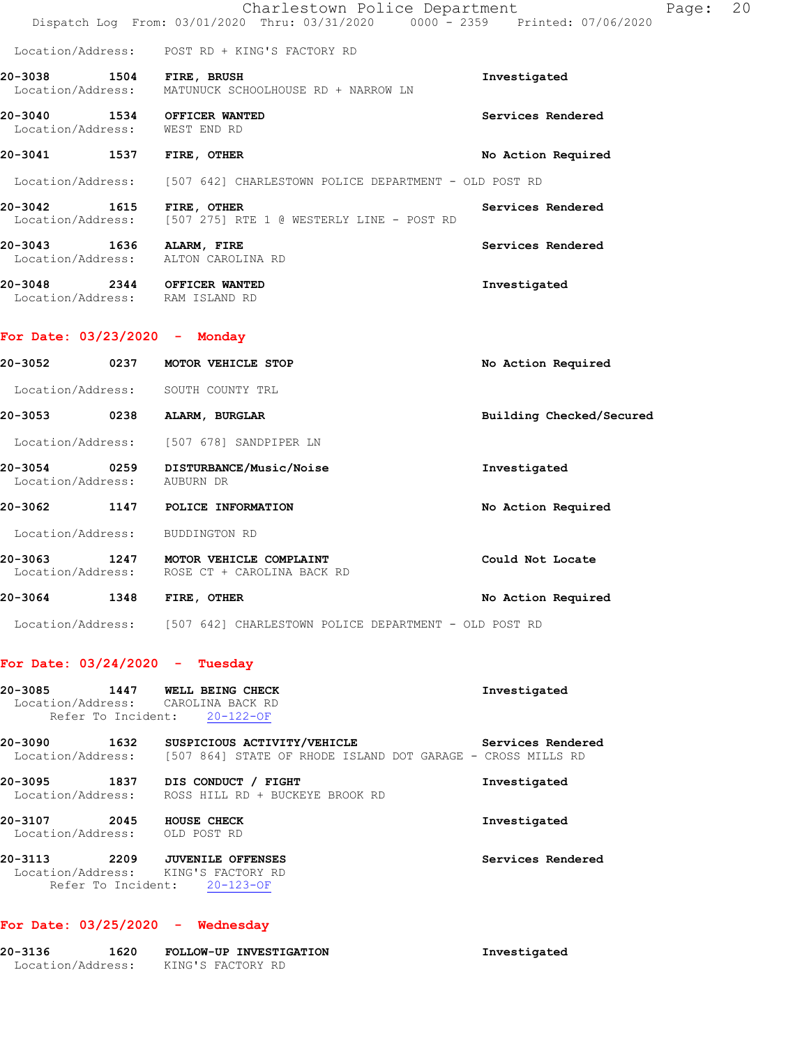Location/Address: POST RD + KING'S FACTORY RD

**20-3038 1504 FIRE, BRUSH** Investigated
Location/Address: MATUNUCK SCHOOLHOUSE RD + NARROW LN

**20-3040 1534 OFFICER WANTED** Services Rendered
Location/Address: WEST END RD

**20-3041 1537 FIRE, OTHER** No Action Required
Location/Address: [507 642] CHARLESTOWN POLICE DEPARTMENT - OLD POST RD

**20-3042 1615 FIRE, OTHER** Services Rendered
Location/Address: [507 275] RTE 1 @ WESTERLY LINE - POST RD

**20-3043 1636 ALARM, FIRE** Services Rendered
Location/Address: ALTON CAROLINA RD

**20-3048 2344 OFFICER WANTED** Investigated
Location/Address: RAM ISLAND RD

## For Date: 03/23/2020 - Monday

**20-3052 0237 MOTOR VEHICLE STOP** No Action Required
Location/Address: SOUTH COUNTY TRL

**20-3053 0238 ALARM, BURGLAR** Building Checked/Secured
Location/Address: [507 678] SANDPIPER LN

**20-3054 0259 DISTURBANCE/Music/Noise** Investigated
Location/Address: AUBURN DR

**20-3062 1147 POLICE INFORMATION** No Action Required
Location/Address: BUDDINGTON RD

**20-3063 1247 MOTOR VEHICLE COMPLAINT** Could Not Locate
Location/Address: ROSE CT + CAROLINA BACK RD

**20-3064 1348 FIRE, OTHER** No Action Required
Location/Address: [507 642] CHARLESTOWN POLICE DEPARTMENT - OLD POST RD

## For Date: 03/24/2020 - Tuesday

**20-3085 1447 WELL BEING CHECK** Investigated
Location/Address: CAROLINA BACK RD
Refer To Incident: 20-122-OF

**20-3090 1632 SUSPICIOUS ACTIVITY/VEHICLE** Services Rendered
Location/Address: [507 864] STATE OF RHODE ISLAND DOT GARAGE - CROSS MILLS RD

**20-3095 1837 DIS CONDUCT / FIGHT** Investigated
Location/Address: ROSS HILL RD + BUCKEYE BROOK RD

**20-3107 2045 HOUSE CHECK** Investigated
Location/Address: OLD POST RD

**20-3113 2209 JUVENILE OFFENSES** Services Rendered
Location/Address: KING'S FACTORY RD
Refer To Incident: 20-123-OF

## For Date: 03/25/2020 - Wednesday

**20-3136 1620 FOLLOW-UP INVESTIGATION** Investigated
Location/Address: KING'S FACTORY RD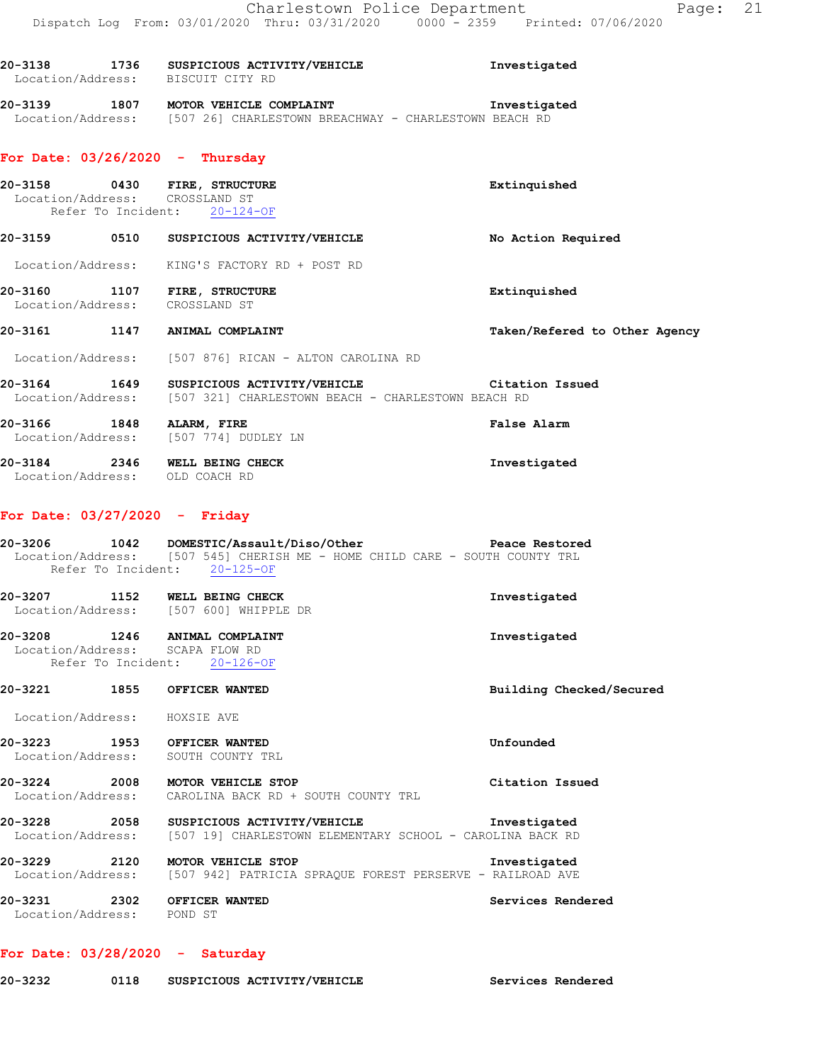20-3138 1736 **SUSPICIOUS ACTIVITY/VEHICLE** Investigated
Location/Address: BISCUIT CITY RD

20-3139 1807 **MOTOR VEHICLE COMPLAINT** Investigated
Location/Address: [507 26] CHARLESTOWN BREACHWAY - CHARLESTOWN BEACH RD

## For Date: 03/26/2020 - Thursday

20-3158 0430 **FIRE, STRUCTURE** Extinquished
Location/Address: CROSSLAND ST
Refer To Incident: 20-124-OF

20-3159 0510 **SUSPICIOUS ACTIVITY/VEHICLE** No Action Required
Location/Address: KING'S FACTORY RD + POST RD

20-3160 1107 **FIRE, STRUCTURE** Extinquished
Location/Address: CROSSLAND ST

20-3161 1147 **ANIMAL COMPLAINT** Taken/Refered to Other Agency
Location/Address: [507 876] RICAN - ALTON CAROLINA RD

20-3164 1649 **SUSPICIOUS ACTIVITY/VEHICLE** Citation Issued
Location/Address: [507 321] CHARLESTOWN BEACH - CHARLESTOWN BEACH RD

20-3166 1848 **ALARM, FIRE** False Alarm
Location/Address: [507 774] DUDLEY LN

20-3184 2346 **WELL BEING CHECK** Investigated
Location/Address: OLD COACH RD

## For Date: 03/27/2020 - Friday

20-3206 1042 **DOMESTIC/Assault/Diso/Other** Peace Restored
Location/Address: [507 545] CHERISH ME - HOME CHILD CARE - SOUTH COUNTY TRL
Refer To Incident: 20-125-OF

20-3207 1152 **WELL BEING CHECK** Investigated
Location/Address: [507 600] WHIPPLE DR

20-3208 1246 **ANIMAL COMPLAINT** Investigated
Location/Address: SCAPA FLOW RD
Refer To Incident: 20-126-OF

20-3221 1855 **OFFICER WANTED** Building Checked/Secured
Location/Address: HOXSIE AVE

20-3223 1953 **OFFICER WANTED** Unfounded
Location/Address: SOUTH COUNTY TRL

20-3224 2008 **MOTOR VEHICLE STOP** Citation Issued
Location/Address: CAROLINA BACK RD + SOUTH COUNTY TRL

20-3228 2058 **SUSPICIOUS ACTIVITY/VEHICLE** Investigated
Location/Address: [507 19] CHARLESTOWN ELEMENTARY SCHOOL - CAROLINA BACK RD

20-3229 2120 **MOTOR VEHICLE STOP** Investigated
Location/Address: [507 942] PATRICIA SPRAQUE FOREST PERSERVE - RAILROAD AVE

20-3231 2302 **OFFICER WANTED** Services Rendered
Location/Address: POND ST

## For Date: 03/28/2020 - Saturday

20-3232 0118 **SUSPICIOUS ACTIVITY/VEHICLE** Services Rendered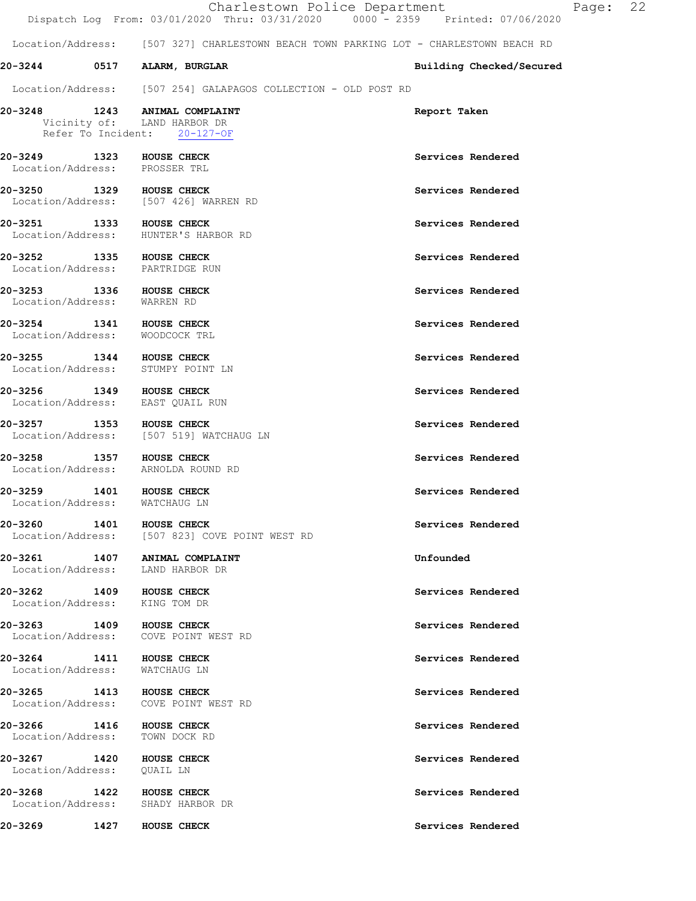Location/Address: [507 327] CHARLESTOWN BEACH TOWN PARKING LOT - CHARLESTOWN BEACH RD

**20-3244 0517 ALARM, BURGLAR** Building Checked/Secured

Location/Address: [507 254] GALAPAGOS COLLECTION - OLD POST RD

**20-3248 1243 ANIMAL COMPLAINT** Report Taken
Vicinity of: LAND HARBOR DR
Refer To Incident: 20-127-OF

**20-3249 1323 HOUSE CHECK** Services Rendered
Location/Address: PROSSER TRL

**20-3250 1329 HOUSE CHECK** Services Rendered
Location/Address: [507 426] WARREN RD

**20-3251 1333 HOUSE CHECK** Services Rendered
Location/Address: HUNTER'S HARBOR RD

**20-3252 1335 HOUSE CHECK** Services Rendered
Location/Address: PARTRIDGE RUN

**20-3253 1336 HOUSE CHECK** Services Rendered
Location/Address: WARREN RD

**20-3254 1341 HOUSE CHECK** Services Rendered
Location/Address: WOODCOCK TRL

**20-3255 1344 HOUSE CHECK** Services Rendered
Location/Address: STUMPY POINT LN

**20-3256 1349 HOUSE CHECK** Services Rendered
Location/Address: EAST QUAIL RUN

**20-3257 1353 HOUSE CHECK** Services Rendered
Location/Address: [507 519] WATCHAUG LN

**20-3258 1357 HOUSE CHECK** Services Rendered
Location/Address: ARNOLDA ROUND RD

**20-3259 1401 HOUSE CHECK** Services Rendered
Location/Address: WATCHAUG LN

**20-3260 1401 HOUSE CHECK** Services Rendered
Location/Address: [507 823] COVE POINT WEST RD

**20-3261 1407 ANIMAL COMPLAINT** Unfounded
Location/Address: LAND HARBOR DR

**20-3262 1409 HOUSE CHECK** Services Rendered
Location/Address: KING TOM DR

**20-3263 1409 HOUSE CHECK** Services Rendered
Location/Address: COVE POINT WEST RD

**20-3264 1411 HOUSE CHECK** Services Rendered
Location/Address: WATCHAUG LN

**20-3265 1413 HOUSE CHECK** Services Rendered
Location/Address: COVE POINT WEST RD

**20-3266 1416 HOUSE CHECK** Services Rendered
Location/Address: TOWN DOCK RD

**20-3267 1420 HOUSE CHECK** Services Rendered
Location/Address: QUAIL LN

**20-3268 1422 HOUSE CHECK** Services Rendered
Location/Address: SHADY HARBOR DR

**20-3269 1427 HOUSE CHECK** Services Rendered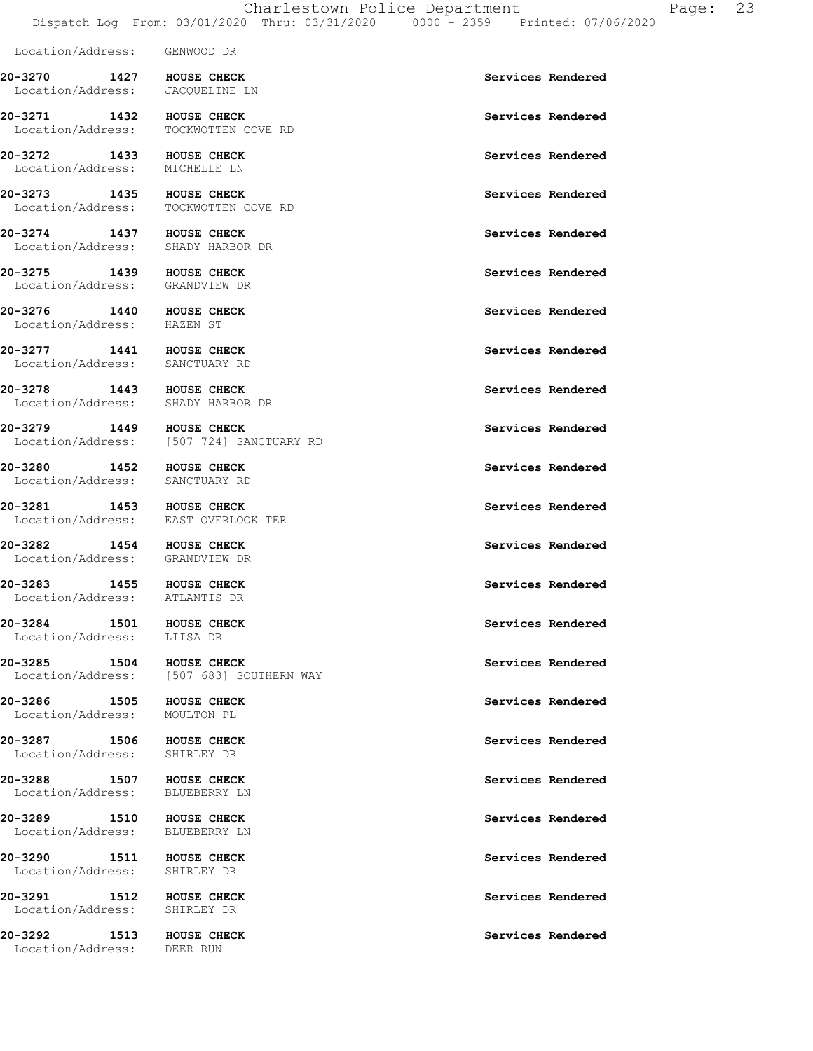Location/Address: GENWOOD DR

**20-3270 1427 HOUSE CHECK** Services Rendered
Location/Address: JACQUELINE LN

**20-3271 1432 HOUSE CHECK** Services Rendered
Location/Address: TOCKWOTTEN COVE RD

**20-3272 1433 HOUSE CHECK** Services Rendered
Location/Address: MICHELLE LN

**20-3273 1435 HOUSE CHECK** Services Rendered
Location/Address: TOCKWOTTEN COVE RD

**20-3274 1437 HOUSE CHECK** Services Rendered
Location/Address: SHADY HARBOR DR

**20-3275 1439 HOUSE CHECK** Services Rendered
Location/Address: GRANDVIEW DR

**20-3276 1440 HOUSE CHECK** Services Rendered
Location/Address: HAZEN ST

**20-3277 1441 HOUSE CHECK** Services Rendered
Location/Address: SANCTUARY RD

**20-3278 1443 HOUSE CHECK** Services Rendered
Location/Address: SHADY HARBOR DR

**20-3279 1449 HOUSE CHECK** Services Rendered
Location/Address: [507 724] SANCTUARY RD

**20-3280 1452 HOUSE CHECK** Services Rendered
Location/Address: SANCTUARY RD

**20-3281 1453 HOUSE CHECK** Services Rendered
Location/Address: EAST OVERLOOK TER

**20-3282 1454 HOUSE CHECK** Services Rendered
Location/Address: GRANDVIEW DR

**20-3283 1455 HOUSE CHECK** Services Rendered
Location/Address: ATLANTIS DR

**20-3284 1501 HOUSE CHECK** Services Rendered
Location/Address: LIISA DR

**20-3285 1504 HOUSE CHECK** Services Rendered
Location/Address: [507 683] SOUTHERN WAY

**20-3286 1505 HOUSE CHECK** Services Rendered
Location/Address: MOULTON PL

**20-3287 1506 HOUSE CHECK** Services Rendered
Location/Address: SHIRLEY DR

**20-3288 1507 HOUSE CHECK** Services Rendered
Location/Address: BLUEBERRY LN

**20-3289 1510 HOUSE CHECK** Services Rendered
Location/Address: BLUEBERRY LN

**20-3290 1511 HOUSE CHECK** Services Rendered
Location/Address: SHIRLEY DR

**20-3291 1512 HOUSE CHECK** Services Rendered
Location/Address: SHIRLEY DR

**20-3292 1513 HOUSE CHECK** Services Rendered
Location/Address: DEER RUN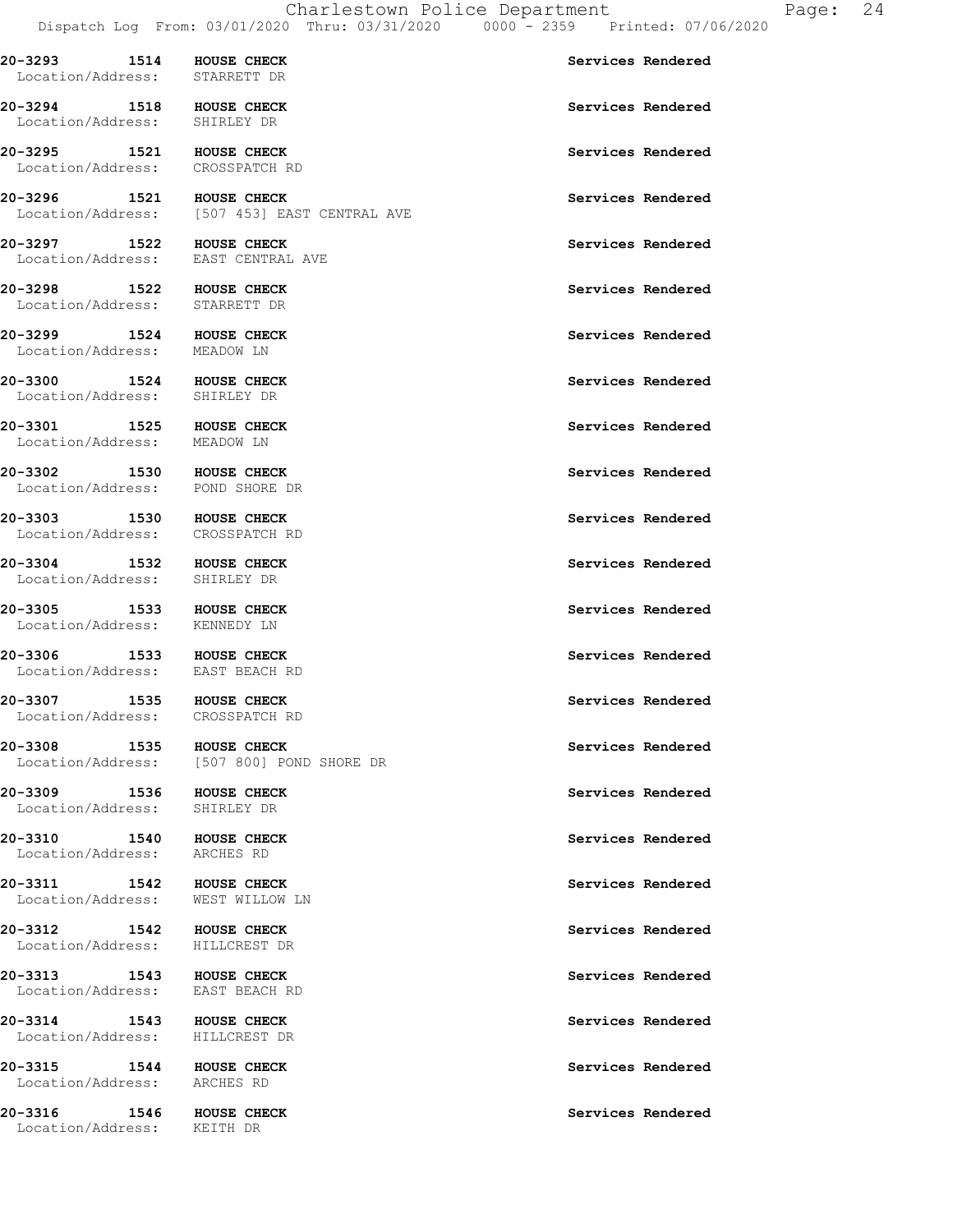**20-3293 1514 HOUSE CHECK** **Services Rendered**
Location/Address: STARRETT DR

**20-3294 1518 HOUSE CHECK** **Services Rendered**
Location/Address: SHIRLEY DR

**20-3295 1521 HOUSE CHECK** **Services Rendered**
Location/Address: CROSSPATCH RD

**20-3296 1521 HOUSE CHECK** **Services Rendered**
Location/Address: [507 453] EAST CENTRAL AVE

**20-3297 1522 HOUSE CHECK** **Services Rendered**
Location/Address: EAST CENTRAL AVE

**20-3298 1522 HOUSE CHECK** **Services Rendered**
Location/Address: STARRETT DR

**20-3299 1524 HOUSE CHECK** **Services Rendered**
Location/Address: MEADOW LN

**20-3300 1524 HOUSE CHECK** **Services Rendered**
Location/Address: SHIRLEY DR

**20-3301 1525 HOUSE CHECK** **Services Rendered**
Location/Address: MEADOW LN

**20-3302 1530 HOUSE CHECK** **Services Rendered**
Location/Address: POND SHORE DR

**20-3303 1530 HOUSE CHECK** **Services Rendered**
Location/Address: CROSSPATCH RD

**20-3304 1532 HOUSE CHECK** **Services Rendered**
Location/Address: SHIRLEY DR

**20-3305 1533 HOUSE CHECK** **Services Rendered**
Location/Address: KENNEDY LN

**20-3306 1533 HOUSE CHECK** **Services Rendered**
Location/Address: EAST BEACH RD

**20-3307 1535 HOUSE CHECK** **Services Rendered**
Location/Address: CROSSPATCH RD

**20-3308 1535 HOUSE CHECK** **Services Rendered**
Location/Address: [507 800] POND SHORE DR

**20-3309 1536 HOUSE CHECK** **Services Rendered**
Location/Address: SHIRLEY DR

**20-3310 1540 HOUSE CHECK** **Services Rendered**
Location/Address: ARCHES RD

**20-3311 1542 HOUSE CHECK** **Services Rendered**
Location/Address: WEST WILLOW LN

**20-3312 1542 HOUSE CHECK** **Services Rendered**
Location/Address: HILLCREST DR

**20-3313 1543 HOUSE CHECK** **Services Rendered**
Location/Address: EAST BEACH RD

**20-3314 1543 HOUSE CHECK** **Services Rendered**
Location/Address: HILLCREST DR

**20-3315 1544 HOUSE CHECK** **Services Rendered**
Location/Address: ARCHES RD

**20-3316 1546 HOUSE CHECK** **Services Rendered**
Location/Address: KEITH DR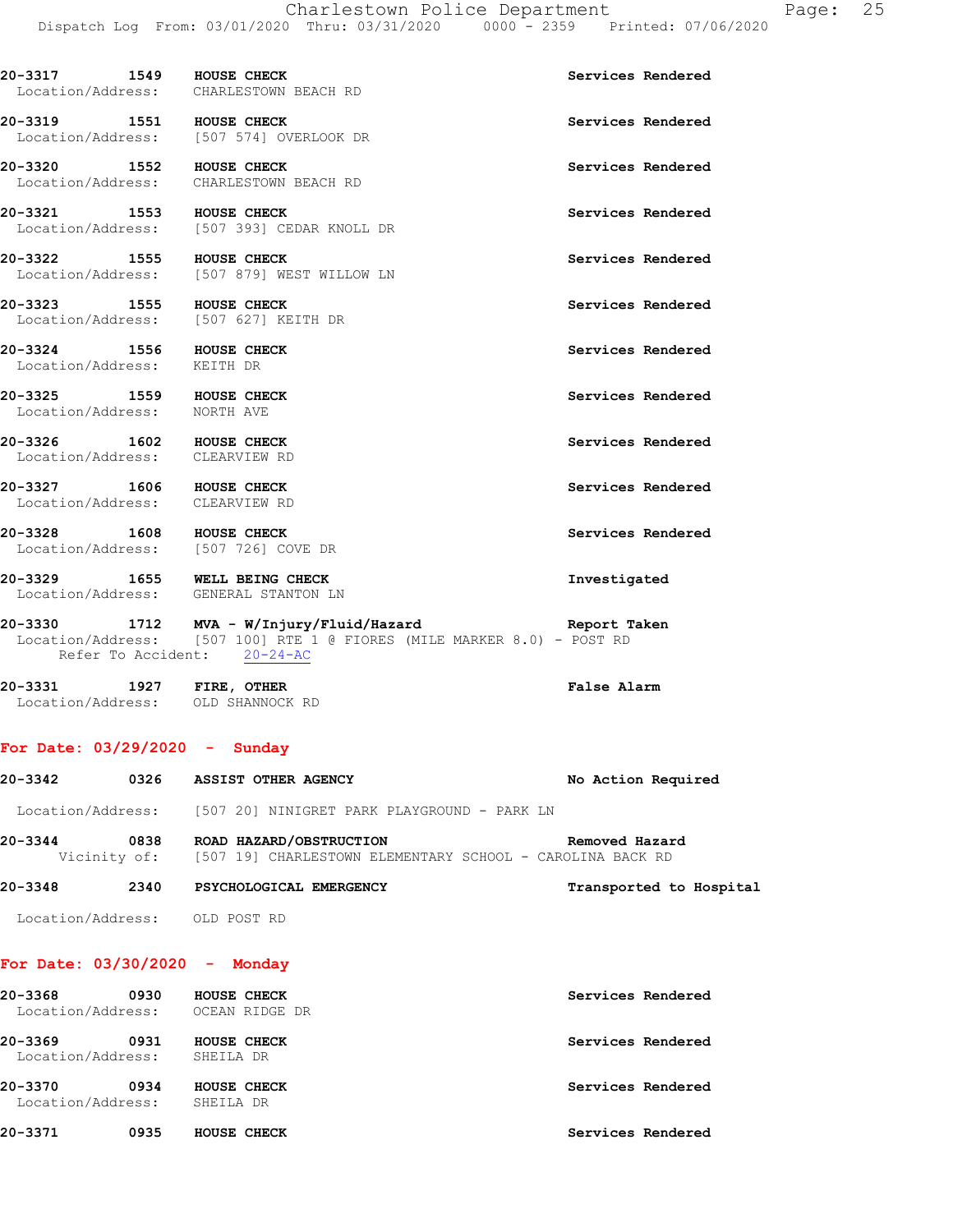20-3317 1549 **HOUSE CHECK** Services Rendered
Location/Address: CHARLESTOWN BEACH RD

20-3319 1551 **HOUSE CHECK** Services Rendered
Location/Address: [507 574] OVERLOOK DR

20-3320 1552 **HOUSE CHECK** Services Rendered
Location/Address: CHARLESTOWN BEACH RD

20-3321 1553 **HOUSE CHECK** Services Rendered
Location/Address: [507 393] CEDAR KNOLL DR

20-3322 1555 **HOUSE CHECK** Services Rendered
Location/Address: [507 879] WEST WILLOW LN

20-3323 1555 **HOUSE CHECK** Services Rendered
Location/Address: [507 627] KEITH DR

20-3324 1556 **HOUSE CHECK** Services Rendered
Location/Address: KEITH DR

20-3325 1559 **HOUSE CHECK** Services Rendered
Location/Address: NORTH AVE

20-3326 1602 **HOUSE CHECK** Services Rendered
Location/Address: CLEARVIEW RD

20-3327 1606 **HOUSE CHECK** Services Rendered
Location/Address: CLEARVIEW RD

20-3328 1608 **HOUSE CHECK** Services Rendered
Location/Address: [507 726] COVE DR

20-3329 1655 **WELL BEING CHECK** Investigated
Location/Address: GENERAL STANTON LN

20-3330 1712 **MVA - W/Injury/Fluid/Hazard** Report Taken
Location/Address: [507 100] RTE 1 @ FIORES (MILE MARKER 8.0) - POST RD
Refer To Accident: 20-24-AC

20-3331 1927 **FIRE, OTHER** False Alarm
Location/Address: OLD SHANNOCK RD

## For Date: 03/29/2020 - Sunday

20-3342 0326 **ASSIST OTHER AGENCY** No Action Required
Location/Address: [507 20] NINIGRET PARK PLAYGROUND - PARK LN

20-3344 0838 **ROAD HAZARD/OBSTRUCTION** Removed Hazard
Vicinity of: [507 19] CHARLESTOWN ELEMENTARY SCHOOL - CAROLINA BACK RD

20-3348 2340 **PSYCHOLOGICAL EMERGENCY** Transported to Hospital
Location/Address: OLD POST RD

## For Date: 03/30/2020 - Monday

20-3368 0930 **HOUSE CHECK** Services Rendered
Location/Address: OCEAN RIDGE DR

20-3369 0931 **HOUSE CHECK** Services Rendered
Location/Address: SHEILA DR

20-3370 0934 **HOUSE CHECK** Services Rendered
Location/Address: SHEILA DR

20-3371 0935 **HOUSE CHECK** Services Rendered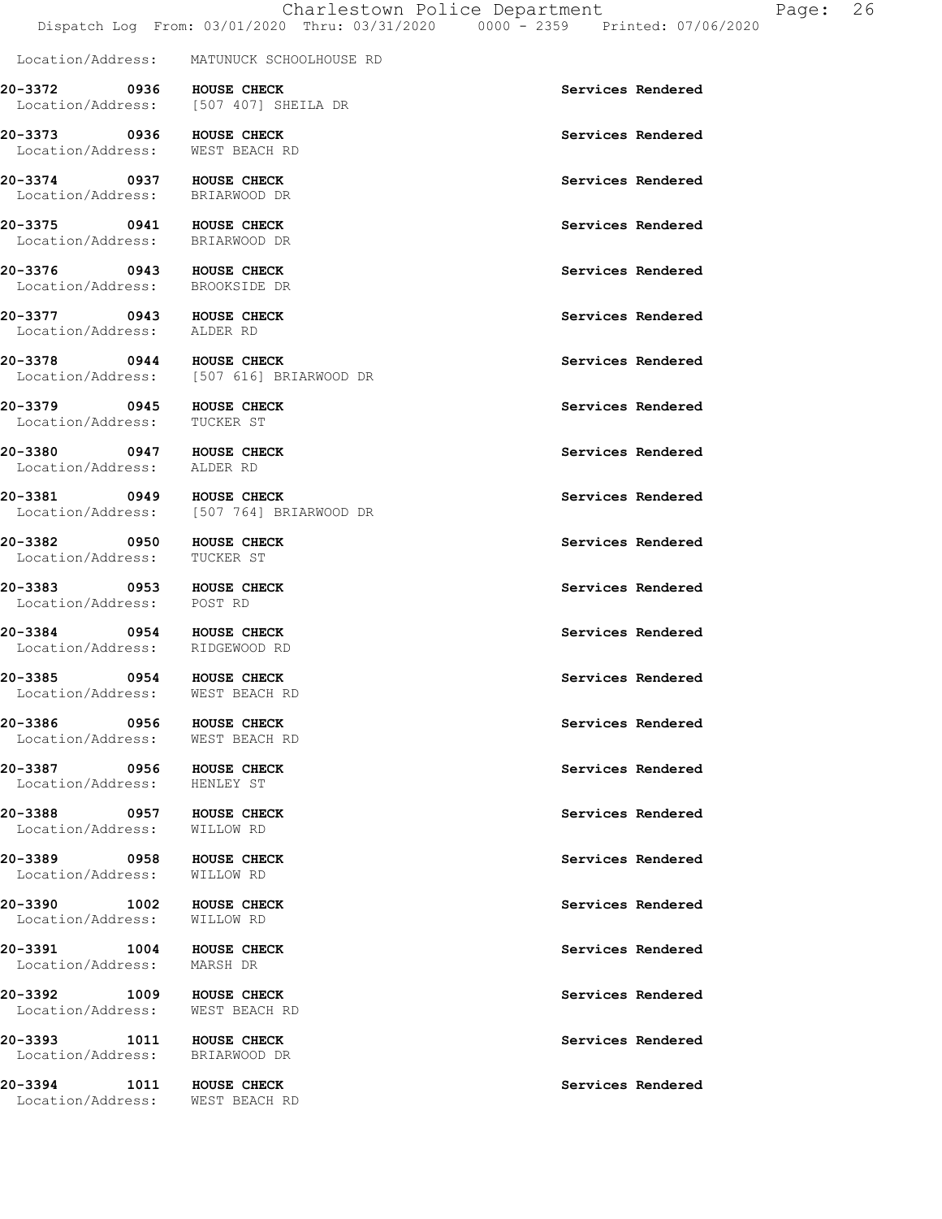Location/Address: MATUNUCK SCHOOLHOUSE RD

**20-3372 0936 HOUSE CHECK** Services Rendered
Location/Address: [507 407] SHEILA DR

**20-3373 0936 HOUSE CHECK** Services Rendered
Location/Address: WEST BEACH RD

**20-3374 0937 HOUSE CHECK** Services Rendered
Location/Address: BRIARWOOD DR

**20-3375 0941 HOUSE CHECK** Services Rendered
Location/Address: BRIARWOOD DR

**20-3376 0943 HOUSE CHECK** Services Rendered
Location/Address: BROOKSIDE DR

**20-3377 0943 HOUSE CHECK** Services Rendered
Location/Address: ALDER RD

**20-3378 0944 HOUSE CHECK** Services Rendered
Location/Address: [507 616] BRIARWOOD DR

**20-3379 0945 HOUSE CHECK** Services Rendered
Location/Address: TUCKER ST

**20-3380 0947 HOUSE CHECK** Services Rendered
Location/Address: ALDER RD

**20-3381 0949 HOUSE CHECK** Services Rendered
Location/Address: [507 764] BRIARWOOD DR

**20-3382 0950 HOUSE CHECK** Services Rendered
Location/Address: TUCKER ST

**20-3383 0953 HOUSE CHECK** Services Rendered
Location/Address: POST RD

**20-3384 0954 HOUSE CHECK** Services Rendered
Location/Address: RIDGEWOOD RD

**20-3385 0954 HOUSE CHECK** Services Rendered
Location/Address: WEST BEACH RD

**20-3386 0956 HOUSE CHECK** Services Rendered
Location/Address: WEST BEACH RD

**20-3387 0956 HOUSE CHECK** Services Rendered
Location/Address: HENLEY ST

**20-3388 0957 HOUSE CHECK** Services Rendered
Location/Address: WILLOW RD

**20-3389 0958 HOUSE CHECK** Services Rendered
Location/Address: WILLOW RD

**20-3390 1002 HOUSE CHECK** Services Rendered
Location/Address: WILLOW RD

**20-3391 1004 HOUSE CHECK** Services Rendered
Location/Address: MARSH DR

**20-3392 1009 HOUSE CHECK** Services Rendered
Location/Address: WEST BEACH RD

**20-3393 1011 HOUSE CHECK** Services Rendered
Location/Address: BRIARWOOD DR

**20-3394 1011 HOUSE CHECK** Services Rendered
Location/Address: WEST BEACH RD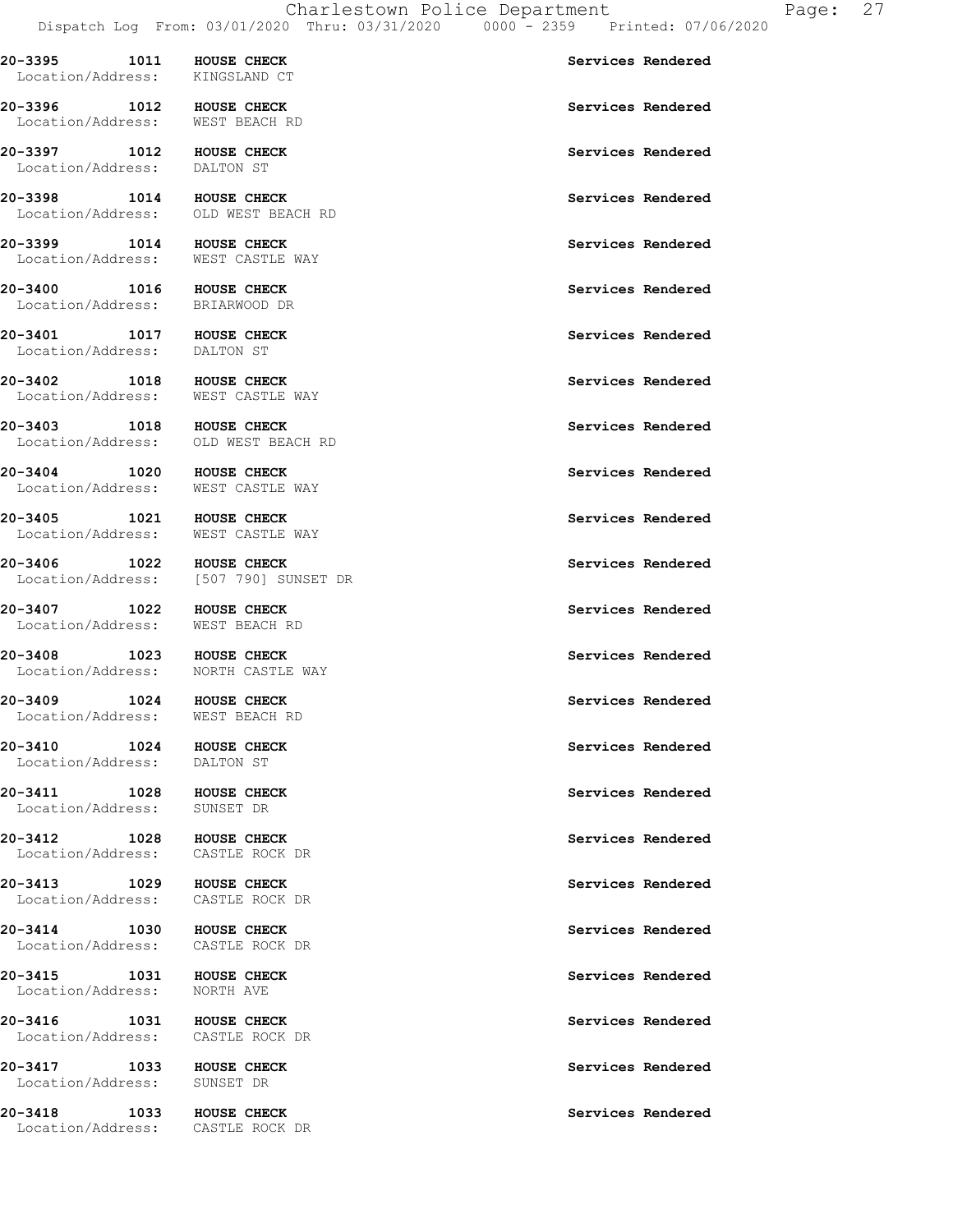**20-3395 1011 HOUSE CHECK** Services Rendered
Location/Address: KINGSLAND CT

**20-3396 1012 HOUSE CHECK** Services Rendered
Location/Address: WEST BEACH RD

**20-3397 1012 HOUSE CHECK** Services Rendered
Location/Address: DALTON ST

**20-3398 1014 HOUSE CHECK** Services Rendered
Location/Address: OLD WEST BEACH RD

**20-3399 1014 HOUSE CHECK** Services Rendered
Location/Address: WEST CASTLE WAY

**20-3400 1016 HOUSE CHECK** Services Rendered
Location/Address: BRIARWOOD DR

**20-3401 1017 HOUSE CHECK** Services Rendered
Location/Address: DALTON ST

**20-3402 1018 HOUSE CHECK** Services Rendered
Location/Address: WEST CASTLE WAY

**20-3403 1018 HOUSE CHECK** Services Rendered
Location/Address: OLD WEST BEACH RD

**20-3404 1020 HOUSE CHECK** Services Rendered
Location/Address: WEST CASTLE WAY

**20-3405 1021 HOUSE CHECK** Services Rendered
Location/Address: WEST CASTLE WAY

**20-3406 1022 HOUSE CHECK** Services Rendered
Location/Address: [507 790] SUNSET DR

**20-3407 1022 HOUSE CHECK** Services Rendered
Location/Address: WEST BEACH RD

**20-3408 1023 HOUSE CHECK** Services Rendered
Location/Address: NORTH CASTLE WAY

**20-3409 1024 HOUSE CHECK** Services Rendered
Location/Address: WEST BEACH RD

**20-3410 1024 HOUSE CHECK** Services Rendered
Location/Address: DALTON ST

**20-3411 1028 HOUSE CHECK** Services Rendered
Location/Address: SUNSET DR

**20-3412 1028 HOUSE CHECK** Services Rendered
Location/Address: CASTLE ROCK DR

**20-3413 1029 HOUSE CHECK** Services Rendered
Location/Address: CASTLE ROCK DR

**20-3414 1030 HOUSE CHECK** Services Rendered
Location/Address: CASTLE ROCK DR

**20-3415 1031 HOUSE CHECK** Services Rendered
Location/Address: NORTH AVE

**20-3416 1031 HOUSE CHECK** Services Rendered
Location/Address: CASTLE ROCK DR

**20-3417 1033 HOUSE CHECK** Services Rendered
Location/Address: SUNSET DR

**20-3418 1033 HOUSE CHECK** Services Rendered
Location/Address: CASTLE ROCK DR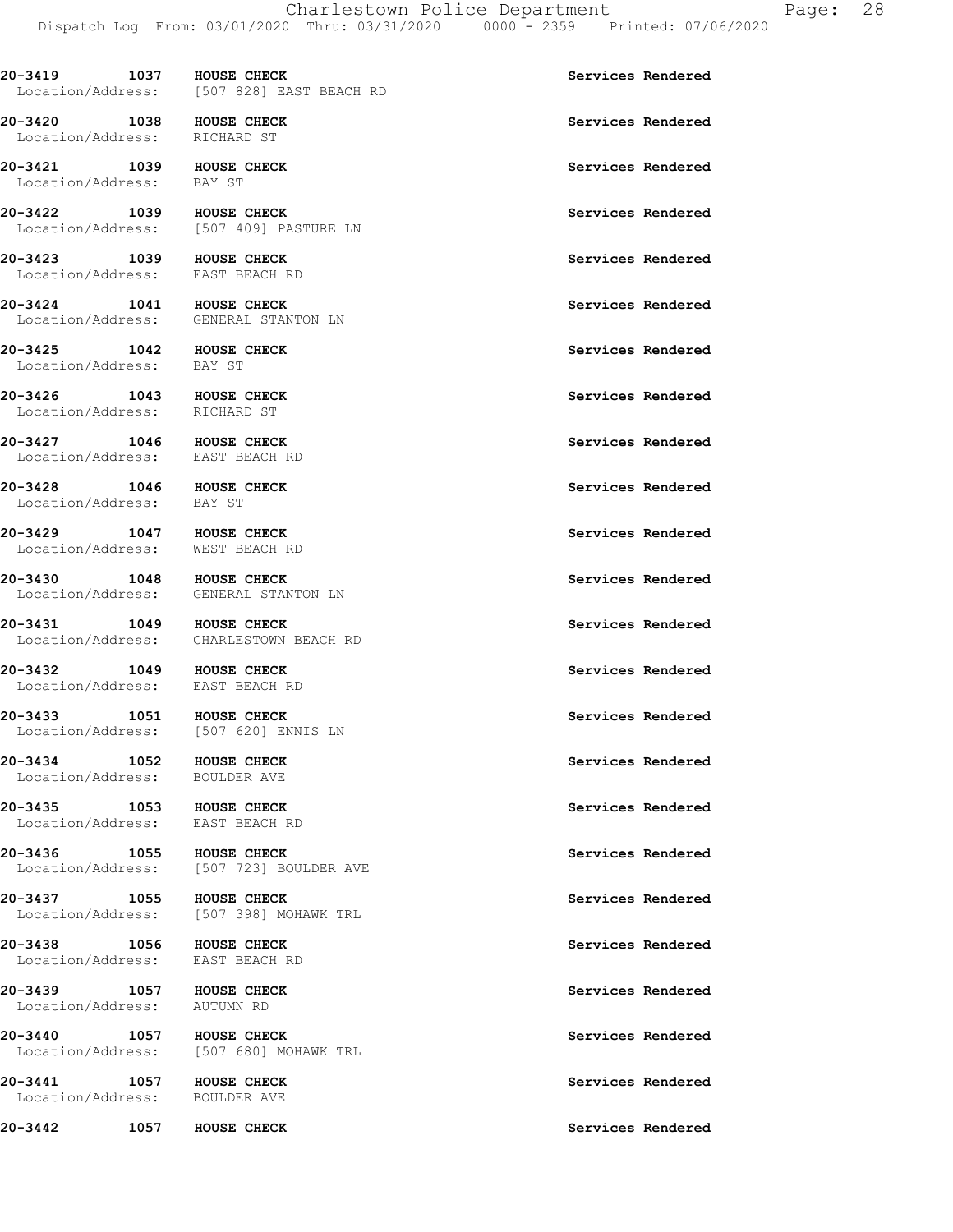**20-3419 1037 HOUSE CHECK** **Services Rendered**
Location/Address: [507 828] EAST BEACH RD

**20-3420 1038 HOUSE CHECK** **Services Rendered**
Location/Address: RICHARD ST

**20-3421 1039 HOUSE CHECK** **Services Rendered**
Location/Address: BAY ST

**20-3422 1039 HOUSE CHECK** **Services Rendered**
Location/Address: [507 409] PASTURE LN

**20-3423 1039 HOUSE CHECK** **Services Rendered**
Location/Address: EAST BEACH RD

**20-3424 1041 HOUSE CHECK** **Services Rendered**
Location/Address: GENERAL STANTON LN

**20-3425 1042 HOUSE CHECK** **Services Rendered**
Location/Address: BAY ST

**20-3426 1043 HOUSE CHECK** **Services Rendered**
Location/Address: RICHARD ST

**20-3427 1046 HOUSE CHECK** **Services Rendered**
Location/Address: EAST BEACH RD

**20-3428 1046 HOUSE CHECK** **Services Rendered**
Location/Address: BAY ST

**20-3429 1047 HOUSE CHECK** **Services Rendered**
Location/Address: WEST BEACH RD

**20-3430 1048 HOUSE CHECK** **Services Rendered**
Location/Address: GENERAL STANTON LN

**20-3431 1049 HOUSE CHECK** **Services Rendered**
Location/Address: CHARLESTOWN BEACH RD

**20-3432 1049 HOUSE CHECK** **Services Rendered**
Location/Address: EAST BEACH RD

**20-3433 1051 HOUSE CHECK** **Services Rendered**
Location/Address: [507 620] ENNIS LN

**20-3434 1052 HOUSE CHECK** **Services Rendered**
Location/Address: BOULDER AVE

**20-3435 1053 HOUSE CHECK** **Services Rendered**
Location/Address: EAST BEACH RD

**20-3436 1055 HOUSE CHECK** **Services Rendered**
Location/Address: [507 723] BOULDER AVE

**20-3437 1055 HOUSE CHECK** **Services Rendered**
Location/Address: [507 398] MOHAWK TRL

**20-3438 1056 HOUSE CHECK** **Services Rendered**
Location/Address: EAST BEACH RD

**20-3439 1057 HOUSE CHECK** **Services Rendered**
Location/Address: AUTUMN RD

**20-3440 1057 HOUSE CHECK** **Services Rendered**
Location/Address: [507 680] MOHAWK TRL

**20-3441 1057 HOUSE CHECK** **Services Rendered**
Location/Address: BOULDER AVE

**20-3442 1057 HOUSE CHECK** **Services Rendered**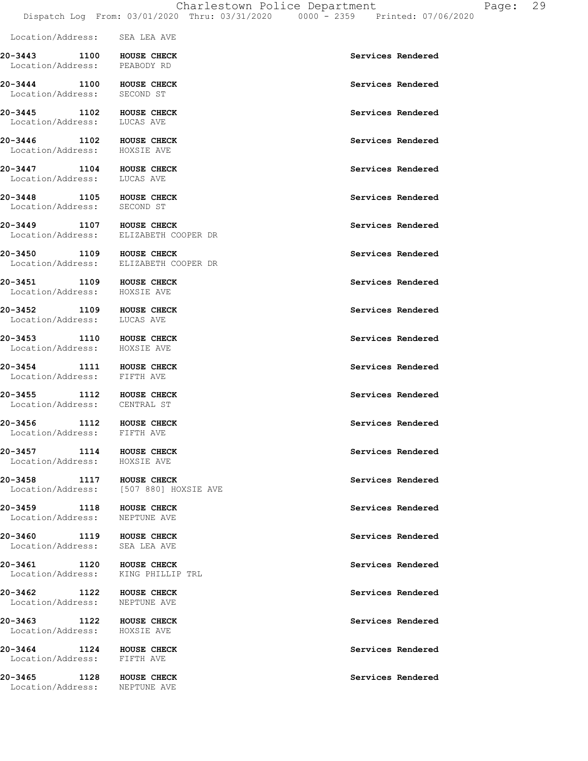Location/Address: SEA LEA AVE

**20-3443 1100 HOUSE CHECK** — **Services Rendered**
Location/Address: PEABODY RD

**20-3444 1100 HOUSE CHECK** — **Services Rendered**
Location/Address: SECOND ST

**20-3445 1102 HOUSE CHECK** — **Services Rendered**
Location/Address: LUCAS AVE

**20-3446 1102 HOUSE CHECK** — **Services Rendered**
Location/Address: HOXSIE AVE

**20-3447 1104 HOUSE CHECK** — **Services Rendered**
Location/Address: LUCAS AVE

**20-3448 1105 HOUSE CHECK** — **Services Rendered**
Location/Address: SECOND ST

**20-3449 1107 HOUSE CHECK** — **Services Rendered**
Location/Address: ELIZABETH COOPER DR

**20-3450 1109 HOUSE CHECK** — **Services Rendered**
Location/Address: ELIZABETH COOPER DR

**20-3451 1109 HOUSE CHECK** — **Services Rendered**
Location/Address: HOXSIE AVE

**20-3452 1109 HOUSE CHECK** — **Services Rendered**
Location/Address: LUCAS AVE

**20-3453 1110 HOUSE CHECK** — **Services Rendered**
Location/Address: HOXSIE AVE

**20-3454 1111 HOUSE CHECK** — **Services Rendered**
Location/Address: FIFTH AVE

**20-3455 1112 HOUSE CHECK** — **Services Rendered**
Location/Address: CENTRAL ST

**20-3456 1112 HOUSE CHECK** — **Services Rendered**
Location/Address: FIFTH AVE

**20-3457 1114 HOUSE CHECK** — **Services Rendered**
Location/Address: HOXSIE AVE

**20-3458 1117 HOUSE CHECK** — **Services Rendered**
Location/Address: [507 880] HOXSIE AVE

**20-3459 1118 HOUSE CHECK** — **Services Rendered**
Location/Address: NEPTUNE AVE

**20-3460 1119 HOUSE CHECK** — **Services Rendered**
Location/Address: SEA LEA AVE

**20-3461 1120 HOUSE CHECK** — **Services Rendered**
Location/Address: KING PHILLIP TRL

**20-3462 1122 HOUSE CHECK** — **Services Rendered**
Location/Address: NEPTUNE AVE

**20-3463 1122 HOUSE CHECK** — **Services Rendered**
Location/Address: HOXSIE AVE

**20-3464 1124 HOUSE CHECK** — **Services Rendered**
Location/Address: FIFTH AVE

**20-3465 1128 HOUSE CHECK** — **Services Rendered**
Location/Address: NEPTUNE AVE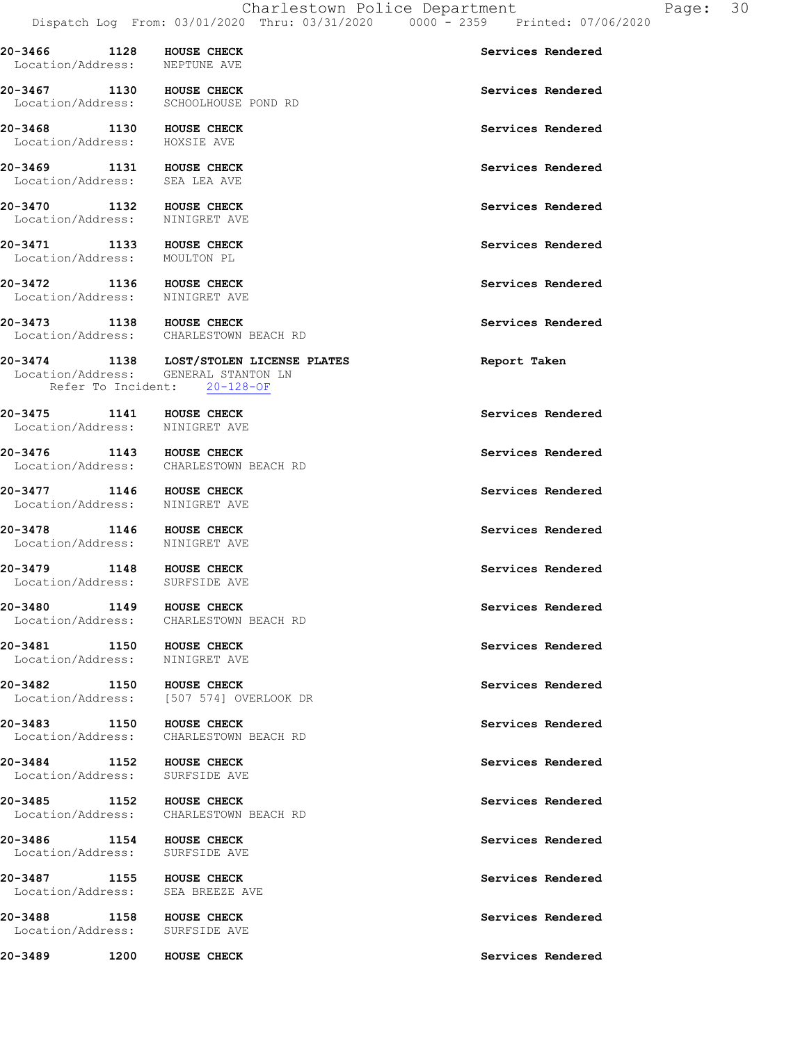**20-3466 1128 HOUSE CHECK** **Services Rendered**
Location/Address: NEPTUNE AVE

**20-3467 1130 HOUSE CHECK** **Services Rendered**
Location/Address: SCHOOLHOUSE POND RD

**20-3468 1130 HOUSE CHECK** **Services Rendered**
Location/Address: HOXSIE AVE

**20-3469 1131 HOUSE CHECK** **Services Rendered**
Location/Address: SEA LEA AVE

**20-3470 1132 HOUSE CHECK** **Services Rendered**
Location/Address: NINIGRET AVE

**20-3471 1133 HOUSE CHECK** **Services Rendered**
Location/Address: MOULTON PL

**20-3472 1136 HOUSE CHECK** **Services Rendered**
Location/Address: NINIGRET AVE

**20-3473 1138 HOUSE CHECK** **Services Rendered**
Location/Address: CHARLESTOWN BEACH RD

**20-3474 1138 LOST/STOLEN LICENSE PLATES** **Report Taken**
Location/Address: GENERAL STANTON LN
Refer To Incident: 20-128-OF

**20-3475 1141 HOUSE CHECK** **Services Rendered**
Location/Address: NINIGRET AVE

**20-3476 1143 HOUSE CHECK** **Services Rendered**
Location/Address: CHARLESTOWN BEACH RD

**20-3477 1146 HOUSE CHECK** **Services Rendered**
Location/Address: NINIGRET AVE

**20-3478 1146 HOUSE CHECK** **Services Rendered**
Location/Address: NINIGRET AVE

**20-3479 1148 HOUSE CHECK** **Services Rendered**
Location/Address: SURFSIDE AVE

**20-3480 1149 HOUSE CHECK** **Services Rendered**
Location/Address: CHARLESTOWN BEACH RD

**20-3481 1150 HOUSE CHECK** **Services Rendered**
Location/Address: NINIGRET AVE

**20-3482 1150 HOUSE CHECK** **Services Rendered**
Location/Address: [507 574] OVERLOOK DR

**20-3483 1150 HOUSE CHECK** **Services Rendered**
Location/Address: CHARLESTOWN BEACH RD

**20-3484 1152 HOUSE CHECK** **Services Rendered**
Location/Address: SURFSIDE AVE

**20-3485 1152 HOUSE CHECK** **Services Rendered**
Location/Address: CHARLESTOWN BEACH RD

**20-3486 1154 HOUSE CHECK** **Services Rendered**
Location/Address: SURFSIDE AVE

**20-3487 1155 HOUSE CHECK** **Services Rendered**
Location/Address: SEA BREEZE AVE

**20-3488 1158 HOUSE CHECK** **Services Rendered**
Location/Address: SURFSIDE AVE

**20-3489 1200 HOUSE CHECK** **Services Rendered**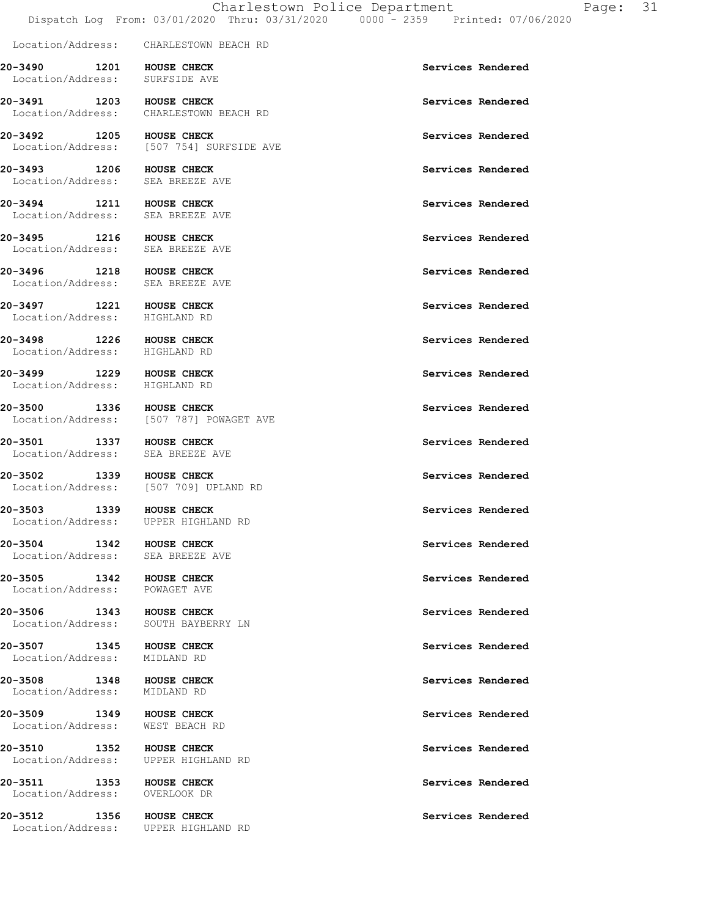Location/Address: CHARLESTOWN BEACH RD

**20-3490 1201 HOUSE CHECK** — **Services Rendered**
Location/Address: SURFSIDE AVE

**20-3491 1203 HOUSE CHECK** — **Services Rendered**
Location/Address: CHARLESTOWN BEACH RD

**20-3492 1205 HOUSE CHECK** — **Services Rendered**
Location/Address: [507 754] SURFSIDE AVE

**20-3493 1206 HOUSE CHECK** — **Services Rendered**
Location/Address: SEA BREEZE AVE

**20-3494 1211 HOUSE CHECK** — **Services Rendered**
Location/Address: SEA BREEZE AVE

**20-3495 1216 HOUSE CHECK** — **Services Rendered**
Location/Address: SEA BREEZE AVE

**20-3496 1218 HOUSE CHECK** — **Services Rendered**
Location/Address: SEA BREEZE AVE

**20-3497 1221 HOUSE CHECK** — **Services Rendered**
Location/Address: HIGHLAND RD

**20-3498 1226 HOUSE CHECK** — **Services Rendered**
Location/Address: HIGHLAND RD

**20-3499 1229 HOUSE CHECK** — **Services Rendered**
Location/Address: HIGHLAND RD

**20-3500 1336 HOUSE CHECK** — **Services Rendered**
Location/Address: [507 787] POWAGET AVE

**20-3501 1337 HOUSE CHECK** — **Services Rendered**
Location/Address: SEA BREEZE AVE

**20-3502 1339 HOUSE CHECK** — **Services Rendered**
Location/Address: [507 709] UPLAND RD

**20-3503 1339 HOUSE CHECK** — **Services Rendered**
Location/Address: UPPER HIGHLAND RD

**20-3504 1342 HOUSE CHECK** — **Services Rendered**
Location/Address: SEA BREEZE AVE

**20-3505 1342 HOUSE CHECK** — **Services Rendered**
Location/Address: POWAGET AVE

**20-3506 1343 HOUSE CHECK** — **Services Rendered**
Location/Address: SOUTH BAYBERRY LN

**20-3507 1345 HOUSE CHECK** — **Services Rendered**
Location/Address: MIDLAND RD

**20-3508 1348 HOUSE CHECK** — **Services Rendered**
Location/Address: MIDLAND RD

**20-3509 1349 HOUSE CHECK** — **Services Rendered**
Location/Address: WEST BEACH RD

**20-3510 1352 HOUSE CHECK** — **Services Rendered**
Location/Address: UPPER HIGHLAND RD

**20-3511 1353 HOUSE CHECK** — **Services Rendered**
Location/Address: OVERLOOK DR

**20-3512 1356 HOUSE CHECK** — **Services Rendered**
Location/Address: UPPER HIGHLAND RD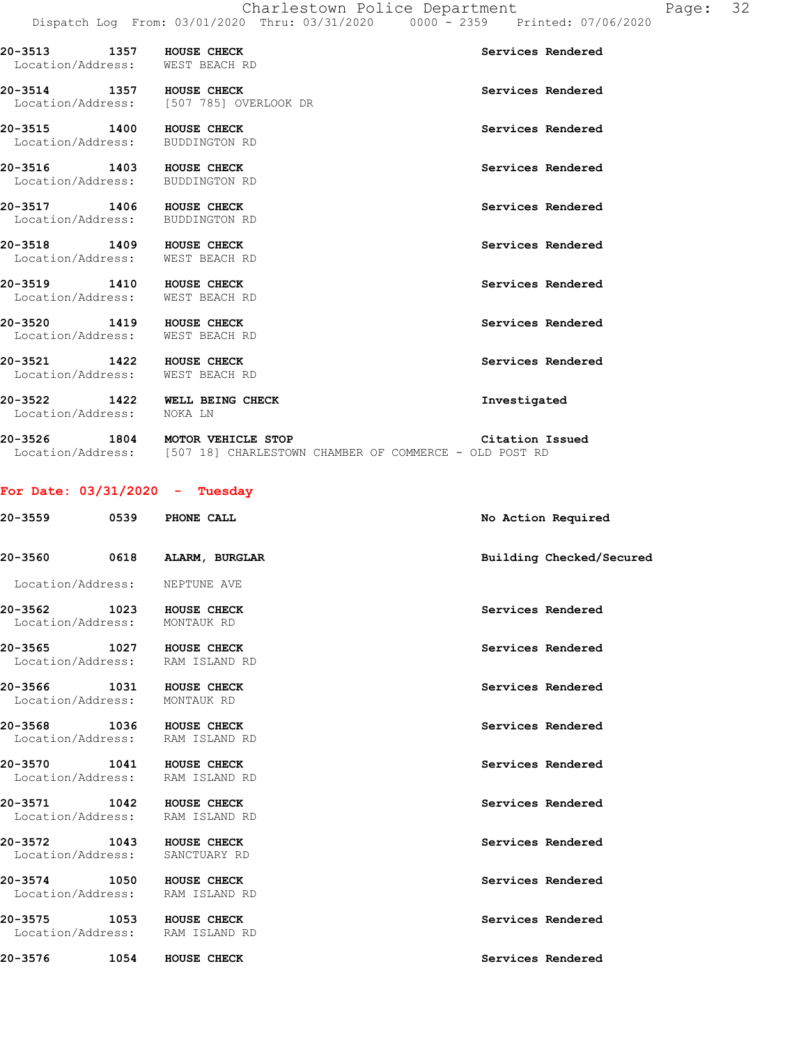**20-3513 1357 HOUSE CHECK** — **Services Rendered**
Location/Address: WEST BEACH RD

**20-3514 1357 HOUSE CHECK** — **Services Rendered**
Location/Address: [507 785] OVERLOOK DR

**20-3515 1400 HOUSE CHECK** — **Services Rendered**
Location/Address: BUDDINGTON RD

**20-3516 1403 HOUSE CHECK** — **Services Rendered**
Location/Address: BUDDINGTON RD

**20-3517 1406 HOUSE CHECK** — **Services Rendered**
Location/Address: BUDDINGTON RD

**20-3518 1409 HOUSE CHECK** — **Services Rendered**
Location/Address: WEST BEACH RD

**20-3519 1410 HOUSE CHECK** — **Services Rendered**
Location/Address: WEST BEACH RD

**20-3520 1419 HOUSE CHECK** — **Services Rendered**
Location/Address: WEST BEACH RD

**20-3521 1422 HOUSE CHECK** — **Services Rendered**
Location/Address: WEST BEACH RD

**20-3522 1422 WELL BEING CHECK** — **Investigated**
Location/Address: NOKA LN

**20-3526 1804 MOTOR VEHICLE STOP** — **Citation Issued**
Location/Address: [507 18] CHARLESTOWN CHAMBER OF COMMERCE - OLD POST RD

## For Date: 03/31/2020 - Tuesday

**20-3559 0539 PHONE CALL** — **No Action Required**

**20-3560 0618 ALARM, BURGLAR** — **Building Checked/Secured**
Location/Address: NEPTUNE AVE

**20-3562 1023 HOUSE CHECK** — **Services Rendered**
Location/Address: MONTAUK RD

**20-3565 1027 HOUSE CHECK** — **Services Rendered**
Location/Address: RAM ISLAND RD

**20-3566 1031 HOUSE CHECK** — **Services Rendered**
Location/Address: MONTAUK RD

**20-3568 1036 HOUSE CHECK** — **Services Rendered**
Location/Address: RAM ISLAND RD

**20-3570 1041 HOUSE CHECK** — **Services Rendered**
Location/Address: RAM ISLAND RD

**20-3571 1042 HOUSE CHECK** — **Services Rendered**
Location/Address: RAM ISLAND RD

**20-3572 1043 HOUSE CHECK** — **Services Rendered**
Location/Address: SANCTUARY RD

**20-3574 1050 HOUSE CHECK** — **Services Rendered**
Location/Address: RAM ISLAND RD

**20-3575 1053 HOUSE CHECK** — **Services Rendered**
Location/Address: RAM ISLAND RD

**20-3576 1054 HOUSE CHECK** — **Services Rendered**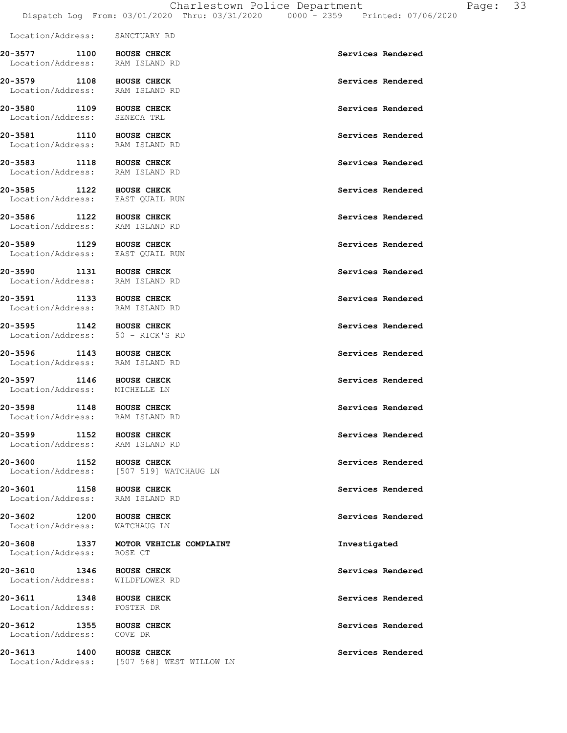Location/Address: SANCTUARY RD

**20-3577 1100 HOUSE CHECK** Services Rendered
Location/Address: RAM ISLAND RD

**20-3579 1108 HOUSE CHECK** Services Rendered
Location/Address: RAM ISLAND RD

**20-3580 1109 HOUSE CHECK** Services Rendered
Location/Address: SENECA TRL

**20-3581 1110 HOUSE CHECK** Services Rendered
Location/Address: RAM ISLAND RD

**20-3583 1118 HOUSE CHECK** Services Rendered
Location/Address: RAM ISLAND RD

**20-3585 1122 HOUSE CHECK** Services Rendered
Location/Address: EAST QUAIL RUN

**20-3586 1122 HOUSE CHECK** Services Rendered
Location/Address: RAM ISLAND RD

**20-3589 1129 HOUSE CHECK** Services Rendered
Location/Address: EAST QUAIL RUN

**20-3590 1131 HOUSE CHECK** Services Rendered
Location/Address: RAM ISLAND RD

**20-3591 1133 HOUSE CHECK** Services Rendered
Location/Address: RAM ISLAND RD

**20-3595 1142 HOUSE CHECK** Services Rendered
Location/Address: 50 - RICK'S RD

**20-3596 1143 HOUSE CHECK** Services Rendered
Location/Address: RAM ISLAND RD

**20-3597 1146 HOUSE CHECK** Services Rendered
Location/Address: MICHELLE LN

**20-3598 1148 HOUSE CHECK** Services Rendered
Location/Address: RAM ISLAND RD

**20-3599 1152 HOUSE CHECK** Services Rendered
Location/Address: RAM ISLAND RD

**20-3600 1152 HOUSE CHECK** Services Rendered
Location/Address: [507 519] WATCHAUG LN

**20-3601 1158 HOUSE CHECK** Services Rendered
Location/Address: RAM ISLAND RD

**20-3602 1200 HOUSE CHECK** Services Rendered
Location/Address: WATCHAUG LN

**20-3608 1337 MOTOR VEHICLE COMPLAINT** Investigated
Location/Address: ROSE CT

**20-3610 1346 HOUSE CHECK** Services Rendered
Location/Address: WILDFLOWER RD

**20-3611 1348 HOUSE CHECK** Services Rendered
Location/Address: FOSTER DR

**20-3612 1355 HOUSE CHECK** Services Rendered
Location/Address: COVE DR

**20-3613 1400 HOUSE CHECK** Services Rendered
Location/Address: [507 568] WEST WILLOW LN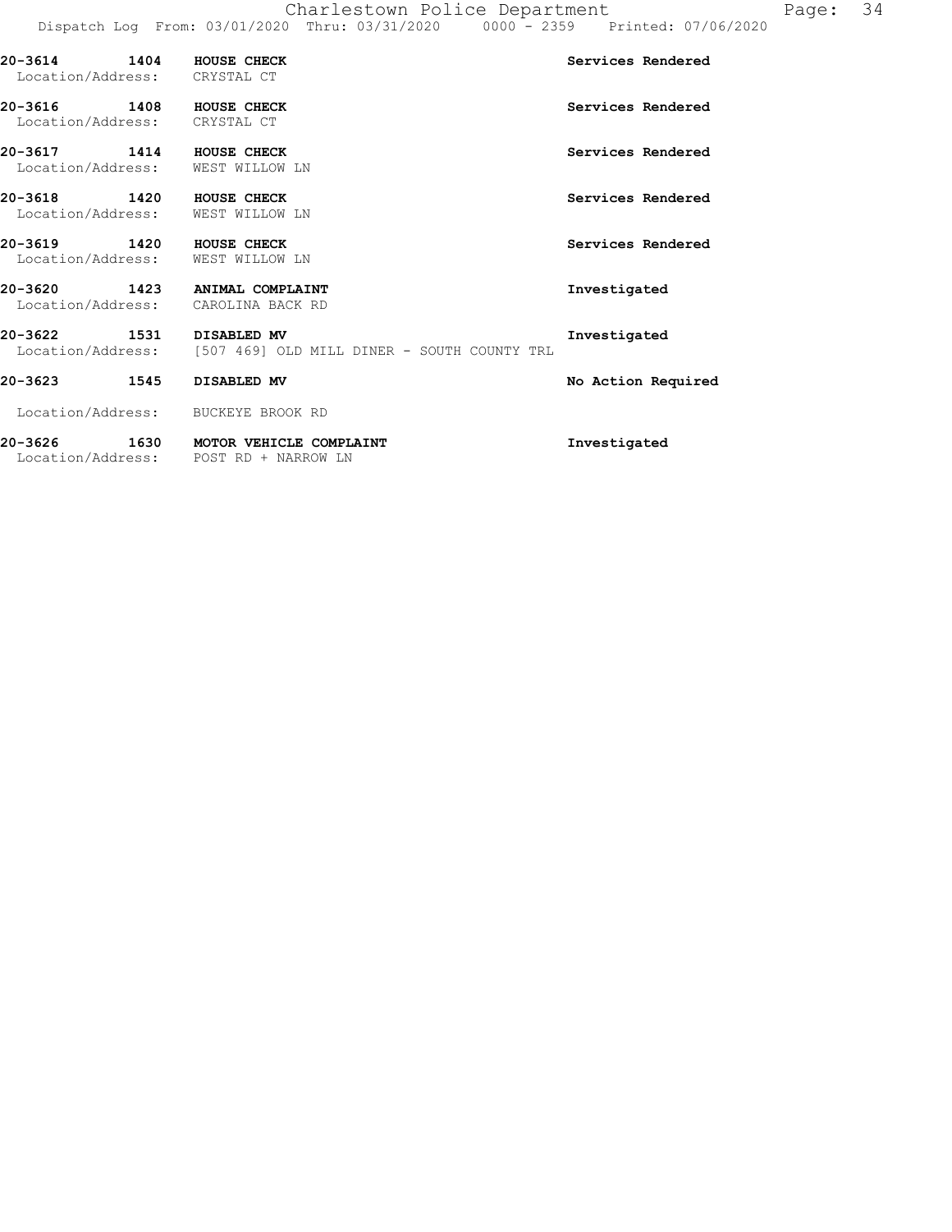**20-3614 1404 HOUSE CHECK** Services Rendered
Location/Address: CRYSTAL CT

**20-3616 1408 HOUSE CHECK** Services Rendered
Location/Address: CRYSTAL CT

**20-3617 1414 HOUSE CHECK** Services Rendered
Location/Address: WEST WILLOW LN

**20-3618 1420 HOUSE CHECK** Services Rendered
Location/Address: WEST WILLOW LN

**20-3619 1420 HOUSE CHECK** Services Rendered
Location/Address: WEST WILLOW LN

**20-3620 1423 ANIMAL COMPLAINT** Investigated
Location/Address: CAROLINA BACK RD

**20-3622 1531 DISABLED MV** Investigated
Location/Address: [507 469] OLD MILL DINER - SOUTH COUNTY TRL

**20-3623 1545 DISABLED MV** No Action Required
Location/Address: BUCKEYE BROOK RD

**20-3626 1630 MOTOR VEHICLE COMPLAINT** Investigated
Location/Address: POST RD + NARROW LN